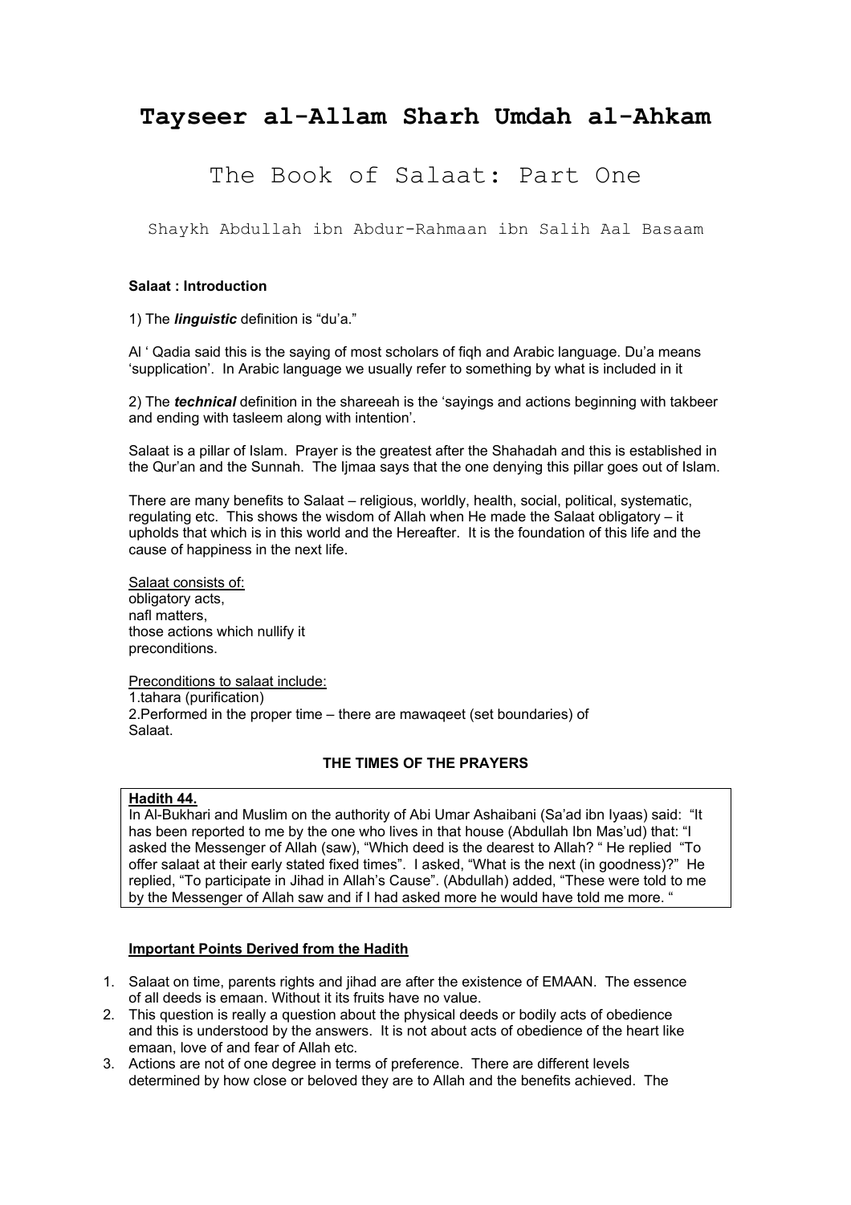# Tayseer al-Allam Sharh Umdah al-Ahkam

## The Book of Salaat: Part One

Shaykh Abdullah ibn Abdur-Rahmaan ibn Salih Aal Basaam

**Salaat : Introduction**

1) The ***linguistic*** definition is "du'a."

Al ' Qadia said this is the saying of most scholars of fiqh and Arabic language. Du'a means 'supplication'. In Arabic language we usually refer to something by what is included in it

2) The ***technical*** definition in the shareeah is the 'sayings and actions beginning with takbeer and ending with tasleem along with intention'.

Salaat is a pillar of Islam. Prayer is the greatest after the Shahadah and this is established in the Qur'an and the Sunnah. The Ijmaa says that the one denying this pillar goes out of Islam.

There are many benefits to Salaat – religious, worldly, health, social, political, systematic, regulating etc. This shows the wisdom of Allah when He made the Salaat obligatory – it upholds that which is in this world and the Hereafter. It is the foundation of this life and the cause of happiness in the next life.

Salaat consists of:
obligatory acts,
nafl matters,
those actions which nullify it
preconditions.

Preconditions to salaat include:
1.tahara (purification)
2.Performed in the proper time – there are mawaqeet (set boundaries) of Salaat.

**THE TIMES OF THE PRAYERS**

**Hadith 44.**
In Al-Bukhari and Muslim on the authority of Abi Umar Ashaibani (Sa'ad ibn Iyaas) said: "It has been reported to me by the one who lives in that house (Abdullah Ibn Mas'ud) that: "I asked the Messenger of Allah (saw), "Which deed is the dearest to Allah? " He replied "To offer salaat at their early stated fixed times". I asked, "What is the next (in goodness)?" He replied, "To participate in Jihad in Allah's Cause". (Abdullah) added, "These were told to me by the Messenger of Allah saw and if I had asked more he would have told me more. "

**Important Points Derived from the Hadith**

1. Salaat on time, parents rights and jihad are after the existence of EMAAN. The essence of all deeds is emaan. Without it its fruits have no value.
2. This question is really a question about the physical deeds or bodily acts of obedience and this is understood by the answers. It is not about acts of obedience of the heart like emaan, love of and fear of Allah etc.
3. Actions are not of one degree in terms of preference. There are different levels determined by how close or beloved they are to Allah and the benefits achieved. The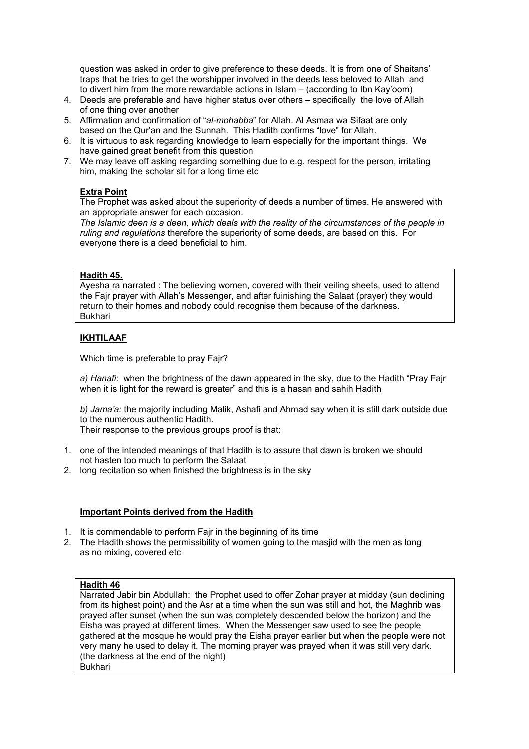question was asked in order to give preference to these deeds. It is from one of Shaitans' traps that he tries to get the worshipper involved in the deeds less beloved to Allah and to divert him from the more rewardable actions in Islam – (according to Ibn Kay'oom)

4. Deeds are preferable and have higher status over others – specifically the love of Allah of one thing over another
5. Affirmation and confirmation of "*al-mohabba*" for Allah. Al Asmaa wa Sifaat are only based on the Qur'an and the Sunnah. This Hadith confirms "love" for Allah.
6. It is virtuous to ask regarding knowledge to learn especially for the important things. We have gained great benefit from this question
7. We may leave off asking regarding something due to e.g. respect for the person, irritating him, making the scholar sit for a long time etc

**Extra Point**

The Prophet was asked about the superiority of deeds a number of times. He answered with an appropriate answer for each occasion.

*The Islamic deen is a deen, which deals with the reality of the circumstances of the people in ruling and regulations* therefore the superiority of some deeds, are based on this. For everyone there is a deed beneficial to him.

**Hadith 45.**

Ayesha ra narrated : The believing women, covered with their veiling sheets, used to attend the Fajr prayer with Allah's Messenger, and after fuinishing the Salaat (prayer) they would return to their homes and nobody could recognise them because of the darkness.
Bukhari

**IKHTILAAF**

Which time is preferable to pray Fajr?

*a) Hanafi*: when the brightness of the dawn appeared in the sky, due to the Hadith "Pray Fajr when it is light for the reward is greater" and this is a hasan and sahih Hadith

*b) Jama'a:* the majority including Malik, Ashafi and Ahmad say when it is still dark outside due to the numerous authentic Hadith.
Their response to the previous groups proof is that:

1. one of the intended meanings of that Hadith is to assure that dawn is broken we should not hasten too much to perform the Salaat
2. long recitation so when finished the brightness is in the sky

**Important Points derived from the Hadith**

1. It is commendable to perform Fajr in the beginning of its time
2. The Hadith shows the permissibility of women going to the masjid with the men as long as no mixing, covered etc

**Hadith 46**

Narrated Jabir bin Abdullah: the Prophet used to offer Zohar prayer at midday (sun declining from its highest point) and the Asr at a time when the sun was still and hot, the Maghrib was prayed after sunset (when the sun was completely descended below the horizon) and the Eisha was prayed at different times. When the Messenger saw used to see the people gathered at the mosque he would pray the Eisha prayer earlier but when the people were not very many he used to delay it. The morning prayer was prayed when it was still very dark. (the darkness at the end of the night)
Bukhari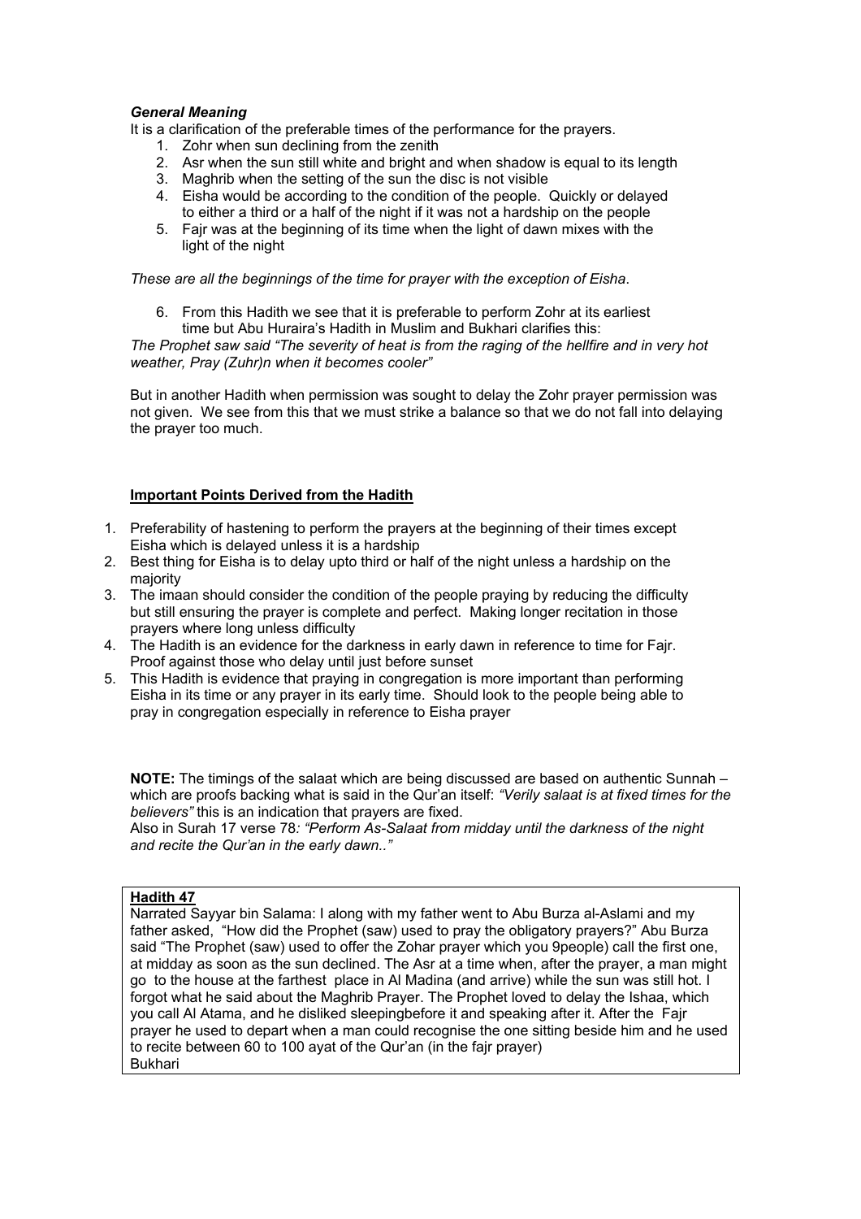***General Meaning***

It is a clarification of the preferable times of the performance for the prayers.

1. Zohr when sun declining from the zenith
2. Asr when the sun still white and bright and when shadow is equal to its length
3. Maghrib when the setting of the sun the disc is not visible
4. Eisha would be according to the condition of the people. Quickly or delayed to either a third or a half of the night if it was not a hardship on the people
5. Fajr was at the beginning of its time when the light of dawn mixes with the light of the night

*These are all the beginnings of the time for prayer with the exception of Eisha*.

6. From this Hadith we see that it is preferable to perform Zohr at its earliest time but Abu Huraira's Hadith in Muslim and Bukhari clarifies this:

*The Prophet saw said "The severity of heat is from the raging of the hellfire and in very hot weather, Pray (Zuhr)n when it becomes cooler"*

But in another Hadith when permission was sought to delay the Zohr prayer permission was not given. We see from this that we must strike a balance so that we do not fall into delaying the prayer too much.

**Important Points Derived from the Hadith**

1. Preferability of hastening to perform the prayers at the beginning of their times except Eisha which is delayed unless it is a hardship
2. Best thing for Eisha is to delay upto third or half of the night unless a hardship on the majority
3. The imaan should consider the condition of the people praying by reducing the difficulty but still ensuring the prayer is complete and perfect. Making longer recitation in those prayers where long unless difficulty
4. The Hadith is an evidence for the darkness in early dawn in reference to time for Fajr. Proof against those who delay until just before sunset
5. This Hadith is evidence that praying in congregation is more important than performing Eisha in its time or any prayer in its early time. Should look to the people being able to pray in congregation especially in reference to Eisha prayer

**NOTE:** The timings of the salaat which are being discussed are based on authentic Sunnah – which are proofs backing what is said in the Qur'an itself: *"Verily salaat is at fixed times for the believers"* this is an indication that prayers are fixed.
Also in Surah 17 verse 78*: "Perform As-Salaat from midday until the darkness of the night and recite the Qur'an in the early dawn.."*

**Hadith 47**

Narrated Sayyar bin Salama: I along with my father went to Abu Burza al-Aslami and my father asked, "How did the Prophet (saw) used to pray the obligatory prayers?" Abu Burza said "The Prophet (saw) used to offer the Zohar prayer which you 9people) call the first one, at midday as soon as the sun declined. The Asr at a time when, after the prayer, a man might go to the house at the farthest place in Al Madina (and arrive) while the sun was still hot. I forgot what he said about the Maghrib Prayer. The Prophet loved to delay the Ishaa, which you call Al Atama, and he disliked sleepingbefore it and speaking after it. After the Fajr prayer he used to depart when a man could recognise the one sitting beside him and he used to recite between 60 to 100 ayat of the Qur'an (in the fajr prayer)
Bukhari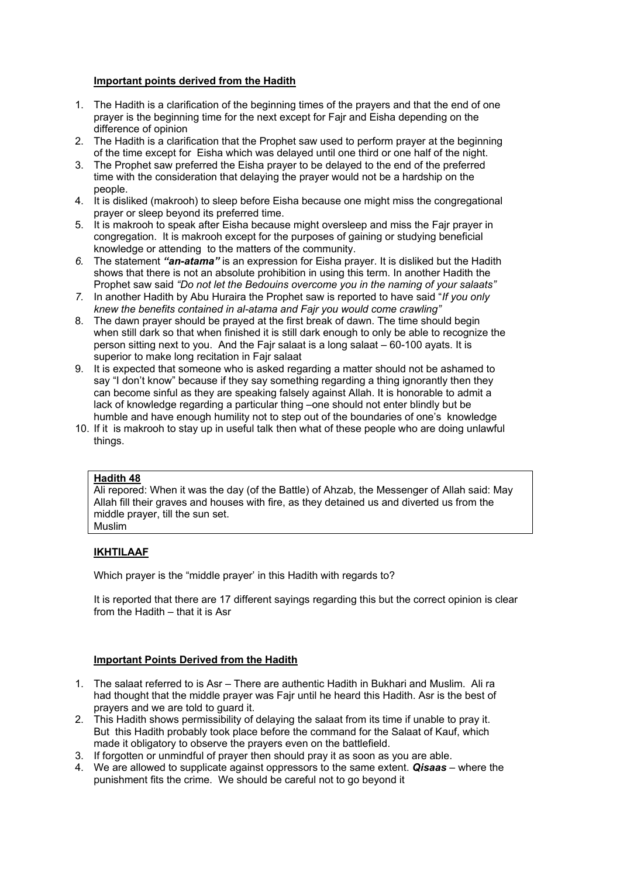### **Important points derived from the Hadith**

1. The Hadith is a clarification of the beginning times of the prayers and that the end of one prayer is the beginning time for the next except for Fajr and Eisha depending on the difference of opinion
2. The Hadith is a clarification that the Prophet saw used to perform prayer at the beginning of the time except for Eisha which was delayed until one third or one half of the night.
3. The Prophet saw preferred the Eisha prayer to be delayed to the end of the preferred time with the consideration that delaying the prayer would not be a hardship on the people.
4. It is disliked (makrooh) to sleep before Eisha because one might miss the congregational prayer or sleep beyond its preferred time.
5. It is makrooh to speak after Eisha because might oversleep and miss the Fajr prayer in congregation. It is makrooh except for the purposes of gaining or studying beneficial knowledge or attending to the matters of the community.
6. The statement ***"an-atama"*** is an expression for Eisha prayer. It is disliked but the Hadith shows that there is not an absolute prohibition in using this term. In another Hadith the Prophet saw said *"Do not let the Bedouins overcome you in the naming of your salaats"*
7. In another Hadith by Abu Huraira the Prophet saw is reported to have said "*If you only knew the benefits contained in al-atama and Fajr you would come crawling"*
8. The dawn prayer should be prayed at the first break of dawn. The time should begin when still dark so that when finished it is still dark enough to only be able to recognize the person sitting next to you. And the Fajr salaat is a long salaat – 60-100 ayats. It is superior to make long recitation in Fajr salaat
9. It is expected that someone who is asked regarding a matter should not be ashamed to say "I don't know" because if they say something regarding a thing ignorantly then they can become sinful as they are speaking falsely against Allah. It is honorable to admit a lack of knowledge regarding a particular thing –one should not enter blindly but be humble and have enough humility not to step out of the boundaries of one's knowledge
10. If it is makrooh to stay up in useful talk then what of these people who are doing unlawful things.

**Hadith 48**

Ali repored: When it was the day (of the Battle) of Ahzab, the Messenger of Allah said: May Allah fill their graves and houses with fire, as they detained us and diverted us from the middle prayer, till the sun set.
Muslim

### **IKHTILAAF**

Which prayer is the "middle prayer' in this Hadith with regards to?

It is reported that there are 17 different sayings regarding this but the correct opinion is clear from the Hadith – that it is Asr

### **Important Points Derived from the Hadith**

1. The salaat referred to is Asr – There are authentic Hadith in Bukhari and Muslim. Ali ra had thought that the middle prayer was Fajr until he heard this Hadith. Asr is the best of prayers and we are told to guard it.
2. This Hadith shows permissibility of delaying the salaat from its time if unable to pray it. But this Hadith probably took place before the command for the Salaat of Kauf, which made it obligatory to observe the prayers even on the battlefield.
3. If forgotten or unmindful of prayer then should pray it as soon as you are able.
4. We are allowed to supplicate against oppressors to the same extent. ***Qisaas*** – where the punishment fits the crime. We should be careful not to go beyond it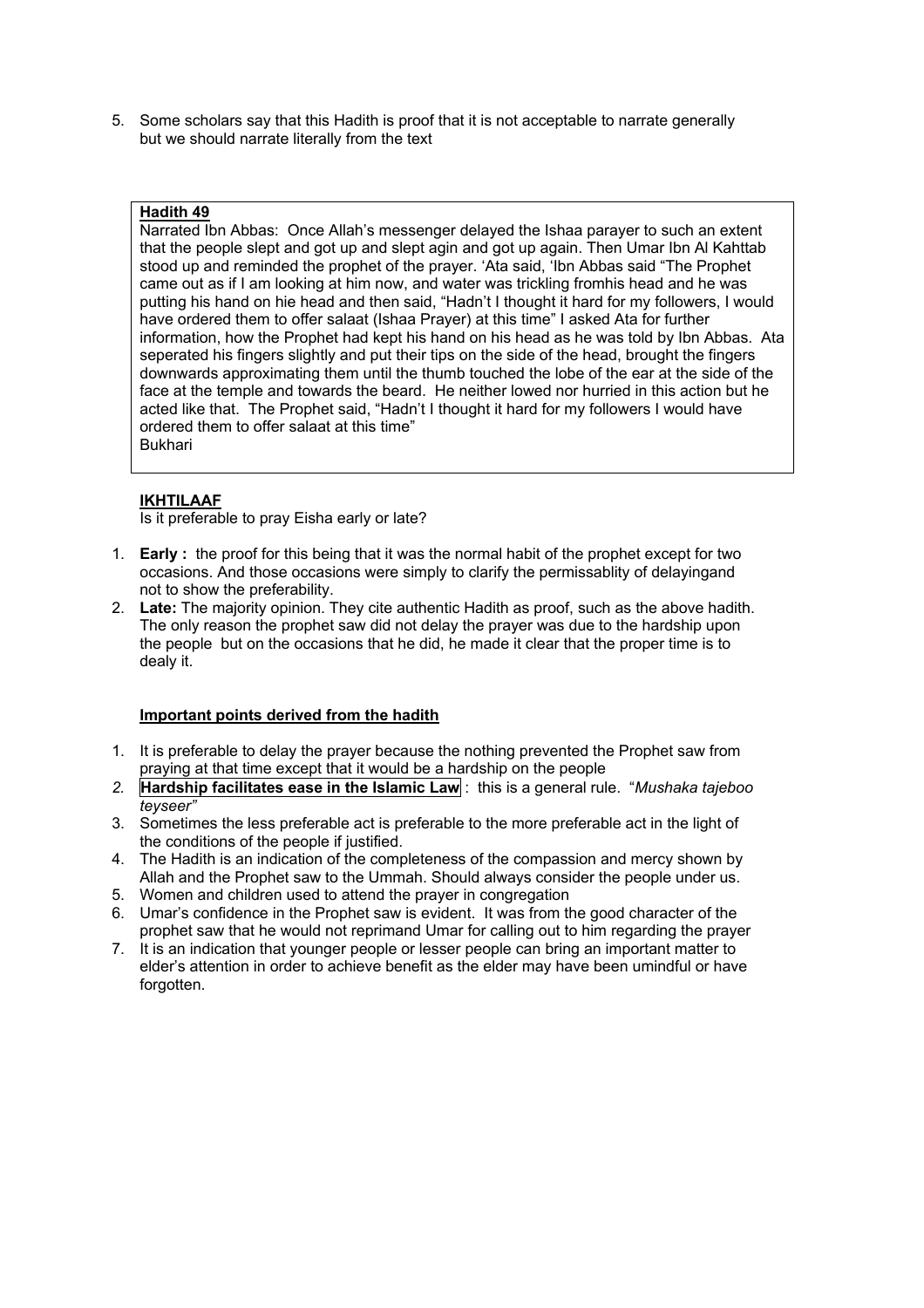5. Some scholars say that this Hadith is proof that it is not acceptable to narrate generally but we should narrate literally from the text

**Hadith 49**

Narrated Ibn Abbas: Once Allah's messenger delayed the Ishaa parayer to such an extent that the people slept and got up and slept agin and got up again. Then Umar Ibn Al Kahttab stood up and reminded the prophet of the prayer. 'Ata said, 'Ibn Abbas said "The Prophet came out as if I am looking at him now, and water was trickling fromhis head and he was putting his hand on hie head and then said, "Hadn't I thought it hard for my followers, I would have ordered them to offer salaat (Ishaa Prayer) at this time" I asked Ata for further information, how the Prophet had kept his hand on his head as he was told by Ibn Abbas. Ata seperated his fingers slightly and put their tips on the side of the head, brought the fingers downwards approximating them until the thumb touched the lobe of the ear at the side of the face at the temple and towards the beard. He neither lowed nor hurried in this action but he acted like that. The Prophet said, "Hadn't I thought it hard for my followers I would have ordered them to offer salaat at this time"
Bukhari

**IKHTILAAF**

Is it preferable to pray Eisha early or late?

1. **Early :** the proof for this being that it was the normal habit of the prophet except for two occasions. And those occasions were simply to clarify the permissablity of delayingand not to show the preferability.
2. **Late:** The majority opinion. They cite authentic Hadith as proof, such as the above hadith. The only reason the prophet saw did not delay the prayer was due to the hardship upon the people but on the occasions that he did, he made it clear that the proper time is to dealy it.

**Important points derived from the hadith**

1. It is preferable to delay the prayer because the nothing prevented the Prophet saw from praying at that time except that it would be a hardship on the people
2. **Hardship facilitates ease in the Islamic Law** : this is a general rule. "*Mushaka tajeboo teyseer"*
3. Sometimes the less preferable act is preferable to the more preferable act in the light of the conditions of the people if justified.
4. The Hadith is an indication of the completeness of the compassion and mercy shown by Allah and the Prophet saw to the Ummah. Should always consider the people under us.
5. Women and children used to attend the prayer in congregation
6. Umar's confidence in the Prophet saw is evident. It was from the good character of the prophet saw that he would not reprimand Umar for calling out to him regarding the prayer
7. It is an indication that younger people or lesser people can bring an important matter to elder's attention in order to achieve benefit as the elder may have been umindful or have forgotten.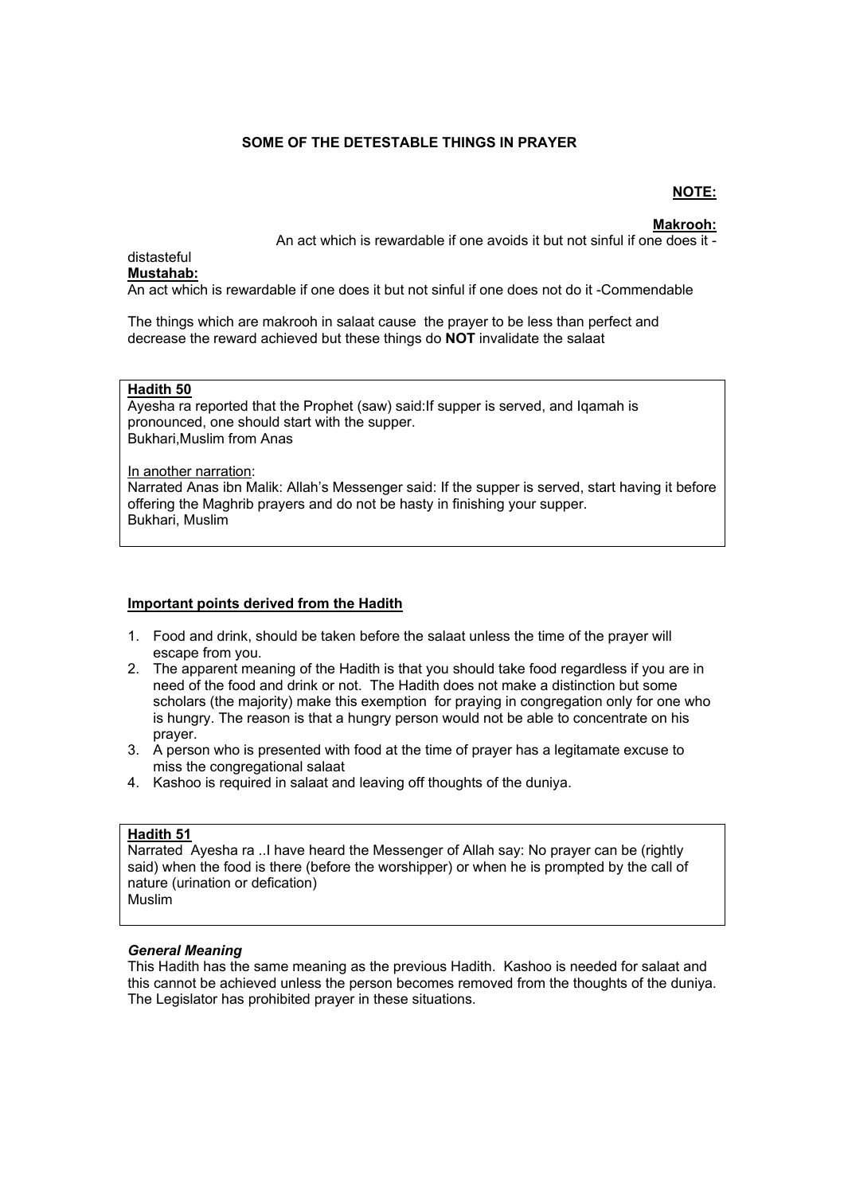### SOME OF THE DETESTABLE THINGS IN PRAYER

**NOTE:**

**Makrooh:**
An act which is rewardable if one avoids it but not sinful if one does it - distasteful

**Mustahab:**
An act which is rewardable if one does it but not sinful if one does not do it -Commendable

The things which are makrooh in salaat cause the prayer to be less than perfect and decrease the reward achieved but these things do **NOT** invalidate the salaat

**Hadith 50**
Ayesha ra reported that the Prophet (saw) said:If supper is served, and Iqamah is pronounced, one should start with the supper.
Bukhari,Muslim from Anas

In another narration:
Narrated Anas ibn Malik: Allah's Messenger said: If the supper is served, start having it before offering the Maghrib prayers and do not be hasty in finishing your supper.
Bukhari, Muslim

**Important points derived from the Hadith**

1. Food and drink, should be taken before the salaat unless the time of the prayer will escape from you.
2. The apparent meaning of the Hadith is that you should take food regardless if you are in need of the food and drink or not. The Hadith does not make a distinction but some scholars (the majority) make this exemption for praying in congregation only for one who is hungry. The reason is that a hungry person would not be able to concentrate on his prayer.
3. A person who is presented with food at the time of prayer has a legitamate excuse to miss the congregational salaat
4. Kashoo is required in salaat and leaving off thoughts of the duniya.

**Hadith 51**
Narrated Ayesha ra ..I have heard the Messenger of Allah say: No prayer can be (rightly said) when the food is there (before the worshipper) or when he is prompted by the call of nature (urination or defication)
Muslim

***General Meaning***
This Hadith has the same meaning as the previous Hadith. Kashoo is needed for salaat and this cannot be achieved unless the person becomes removed from the thoughts of the duniya. The Legislator has prohibited prayer in these situations.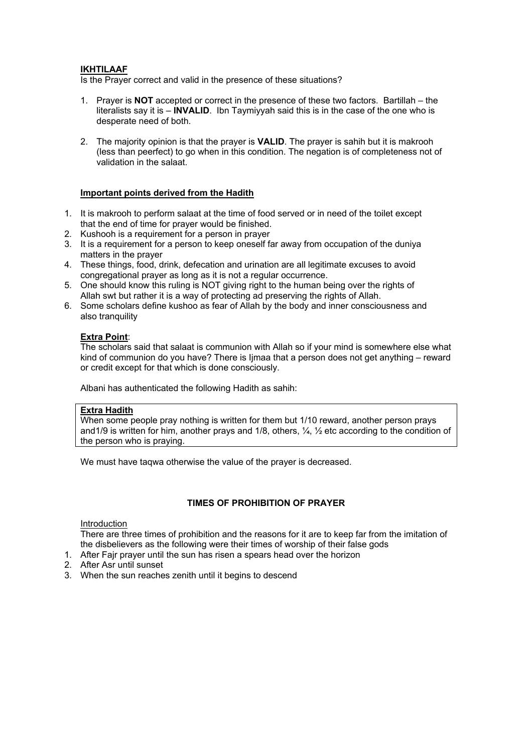**IKHTILAAF**

Is the Prayer correct and valid in the presence of these situations?

1. Prayer is **NOT** accepted or correct in the presence of these two factors. Bartillah – the literalists say it is – **INVALID**. Ibn Taymiyyah said this is in the case of the one who is desperate need of both.

2. The majority opinion is that the prayer is **VALID**. The prayer is sahih but it is makrooh (less than peerfect) to go when in this condition. The negation is of completeness not of validation in the salaat.

**Important points derived from the Hadith**

1. It is makrooh to perform salaat at the time of food served or in need of the toilet except that the end of time for prayer would be finished.
2. Kushooh is a requirement for a person in prayer
3. It is a requirement for a person to keep oneself far away from occupation of the duniya matters in the prayer
4. These things, food, drink, defecation and urination are all legitimate excuses to avoid congregational prayer as long as it is not a regular occurrence.
5. One should know this ruling is NOT giving right to the human being over the rights of Allah swt but rather it is a way of protecting ad preserving the rights of Allah.
6. Some scholars define kushoo as fear of Allah by the body and inner consciousness and also tranquility

**Extra Point**:

The scholars said that salaat is communion with Allah so if your mind is somewhere else what kind of communion do you have? There is Ijmaa that a person does not get anything – reward or credit except for that which is done consciously.

Albani has authenticated the following Hadith as sahih:

**Extra Hadith**

When some people pray nothing is written for them but 1/10 reward, another person prays and1/9 is written for him, another prays and 1/8, others, ¼, ½ etc according to the condition of the person who is praying.

We must have taqwa otherwise the value of the prayer is decreased.

**TIMES OF PROHIBITION OF PRAYER**

Introduction

There are three times of prohibition and the reasons for it are to keep far from the imitation of the disbelievers as the following were their times of worship of their false gods

1. After Fajr prayer until the sun has risen a spears head over the horizon
2. After Asr until sunset
3. When the sun reaches zenith until it begins to descend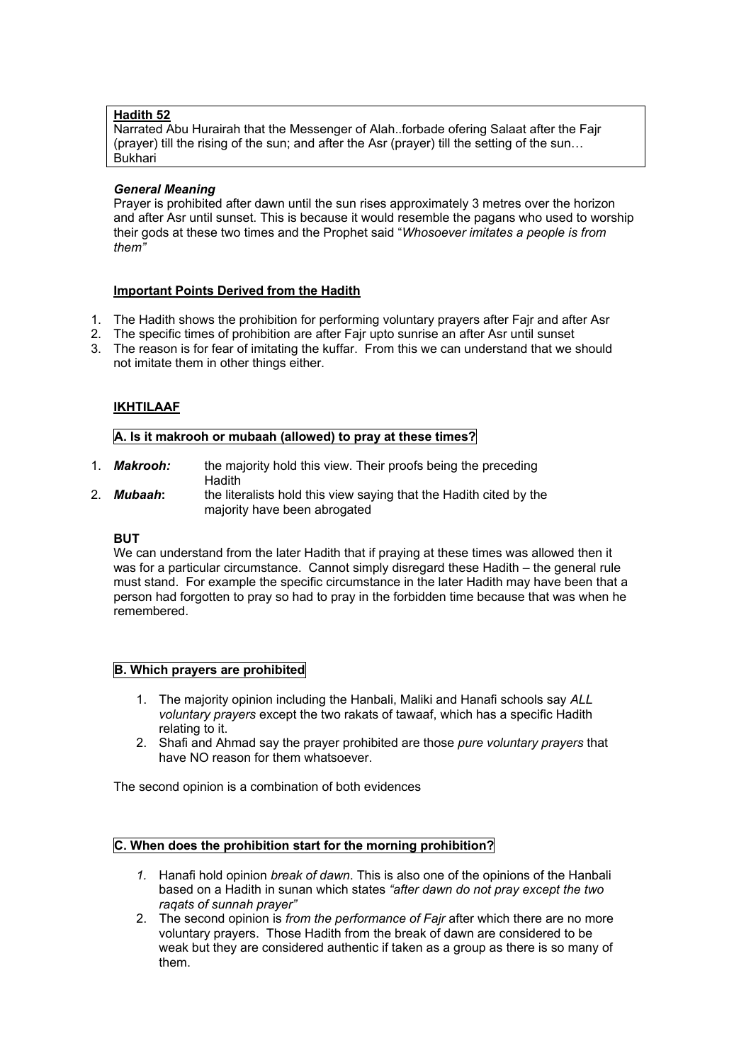**Hadith 52**

Narrated Abu Hurairah that the Messenger of Alah..forbade ofering Salaat after the Fajr (prayer) till the rising of the sun; and after the Asr (prayer) till the setting of the sun… Bukhari

***General Meaning***

Prayer is prohibited after dawn until the sun rises approximately 3 metres over the horizon and after Asr until sunset. This is because it would resemble the pagans who used to worship their gods at these two times and the Prophet said "*Whosoever imitates a people is from them"*

**Important Points Derived from the Hadith**

1. The Hadith shows the prohibition for performing voluntary prayers after Fajr and after Asr
2. The specific times of prohibition are after Fajr upto sunrise an after Asr until sunset
3. The reason is for fear of imitating the kuffar. From this we can understand that we should not imitate them in other things either.

**IKHTILAAF**

**A. Is it makrooh or mubaah (allowed) to pray at these times?**

1. ***Makrooh:*** the majority hold this view. Their proofs being the preceding Hadith
2. ***Mubaah*:** the literalists hold this view saying that the Hadith cited by the majority have been abrogated

**BUT**

We can understand from the later Hadith that if praying at these times was allowed then it was for a particular circumstance. Cannot simply disregard these Hadith – the general rule must stand. For example the specific circumstance in the later Hadith may have been that a person had forgotten to pray so had to pray in the forbidden time because that was when he remembered.

**B. Which prayers are prohibited**

1. The majority opinion including the Hanbali, Maliki and Hanafi schools say *ALL voluntary prayers* except the two rakats of tawaaf, which has a specific Hadith relating to it.
2. Shafi and Ahmad say the prayer prohibited are those *pure voluntary prayers* that have NO reason for them whatsoever.

The second opinion is a combination of both evidences

**C. When does the prohibition start for the morning prohibition?**

1. Hanafi hold opinion *break of dawn*. This is also one of the opinions of the Hanbali based on a Hadith in sunan which states *"after dawn do not pray except the two raqats of sunnah prayer"*
2. The second opinion is *from the performance of Fajr* after which there are no more voluntary prayers. Those Hadith from the break of dawn are considered to be weak but they are considered authentic if taken as a group as there is so many of them.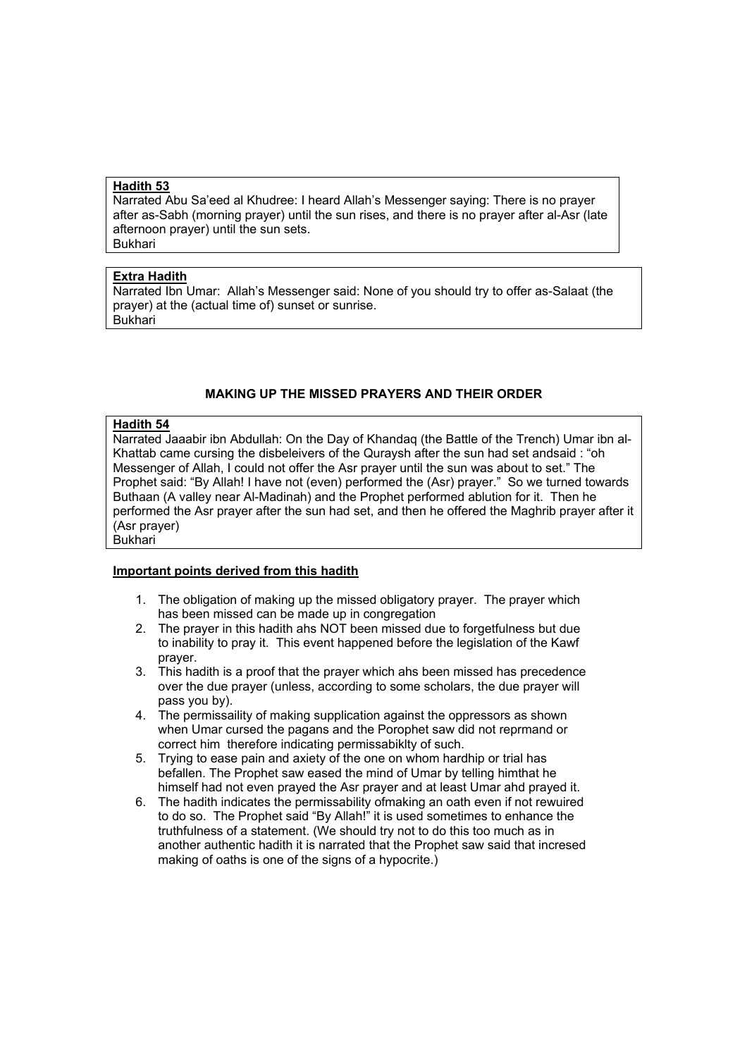**Hadith 53**

Narrated Abu Sa'eed al Khudree: I heard Allah's Messenger saying: There is no prayer after as-Sabh (morning prayer) until the sun rises, and there is no prayer after al-Asr (late afternoon prayer) until the sun sets.
Bukhari

**Extra Hadith**

Narrated Ibn Umar: Allah's Messenger said: None of you should try to offer as-Salaat (the prayer) at the (actual time of) sunset or sunrise.
Bukhari

## MAKING UP THE MISSED PRAYERS AND THEIR ORDER

**Hadith 54**

Narrated Jaaabir ibn Abdullah: On the Day of Khandaq (the Battle of the Trench) Umar ibn al-Khattab came cursing the disbeleivers of the Quraysh after the sun had set andsaid : "oh Messenger of Allah, I could not offer the Asr prayer until the sun was about to set." The Prophet said: "By Allah! I have not (even) performed the (Asr) prayer." So we turned towards Buthaan (A valley near Al-Madinah) and the Prophet performed ablution for it. Then he performed the Asr prayer after the sun had set, and then he offered the Maghrib prayer after it (Asr prayer)
Bukhari

**Important points derived from this hadith**

1. The obligation of making up the missed obligatory prayer. The prayer which has been missed can be made up in congregation
2. The prayer in this hadith ahs NOT been missed due to forgetfulness but due to inability to pray it. This event happened before the legislation of the Kawf prayer.
3. This hadith is a proof that the prayer which ahs been missed has precedence over the due prayer (unless, according to some scholars, the due prayer will pass you by).
4. The permissaility of making supplication against the oppressors as shown when Umar cursed the pagans and the Porophet saw did not reprmand or correct him therefore indicating permissabiklty of such.
5. Trying to ease pain and axiety of the one on whom hardhip or trial has befallen. The Prophet saw eased the mind of Umar by telling himthat he himself had not even prayed the Asr prayer and at least Umar ahd prayed it.
6. The hadith indicates the permissability ofmaking an oath even if not rewuired to do so. The Prophet said "By Allah!" it is used sometimes to enhance the truthfulness of a statement. (We should try not to do this too much as in another authentic hadith it is narrated that the Prophet saw said that incresed making of oaths is one of the signs of a hypocrite.)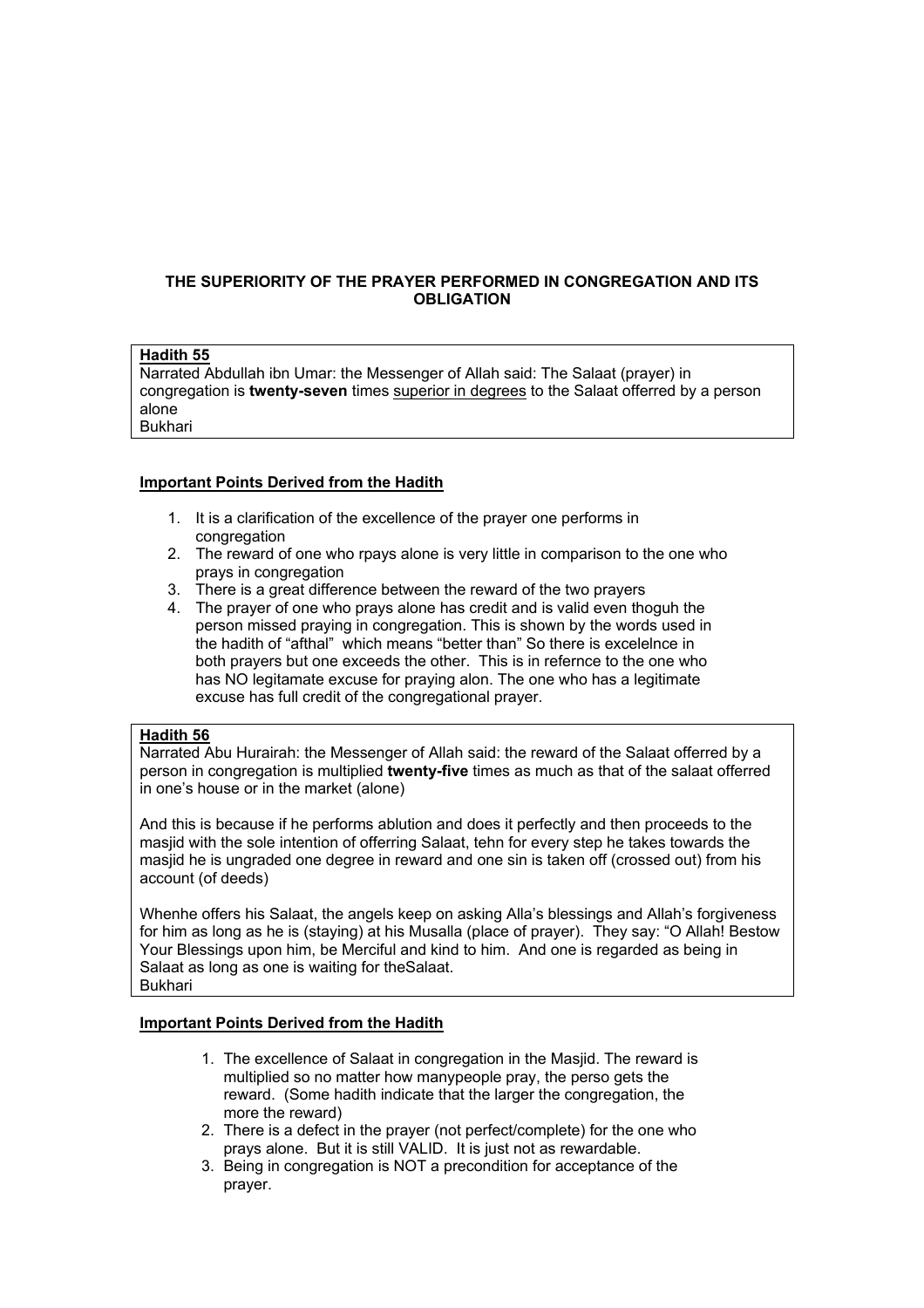## THE SUPERIORITY OF THE PRAYER PERFORMED IN CONGREGATION AND ITS OBLIGATION

**Hadith 55**

Narrated Abdullah ibn Umar: the Messenger of Allah said: The Salaat (prayer) in congregation is **twenty-seven** times <u>superior in degrees</u> to the Salaat offerred by a person alone

Bukhari

**Important Points Derived from the Hadith**

1. It is a clarification of the excellence of the prayer one performs in congregation
2. The reward of one who rpays alone is very little in comparison to the one who prays in congregation
3. There is a great difference between the reward of the two prayers
4. The prayer of one who prays alone has credit and is valid even thoguh the person missed praying in congregation. This is shown by the words used in the hadith of "afthal" which means "better than" So there is excelelnce in both prayers but one exceeds the other. This is in refernce to the one who has NO legitamate excuse for praying alon. The one who has a legitimate excuse has full credit of the congregational prayer.

**Hadith 56**

Narrated Abu Hurairah: the Messenger of Allah said: the reward of the Salaat offerred by a person in congregation is multiplied **twenty-five** times as much as that of the salaat offerred in one's house or in the market (alone)

And this is because if he performs ablution and does it perfectly and then proceeds to the masjid with the sole intention of offerring Salaat, tehn for every step he takes towards the masjid he is ungraded one degree in reward and one sin is taken off (crossed out) from his account (of deeds)

Whenhe offers his Salaat, the angels keep on asking Alla's blessings and Allah's forgiveness for him as long as he is (staying) at his Musalla (place of prayer). They say: "O Allah! Bestow Your Blessings upon him, be Merciful and kind to him. And one is regarded as being in Salaat as long as one is waiting for theSalaat.

Bukhari

**Important Points Derived from the Hadith**

1. The excellence of Salaat in congregation in the Masjid. The reward is multiplied so no matter how manypeople pray, the perso gets the reward. (Some hadith indicate that the larger the congregation, the more the reward)
2. There is a defect in the prayer (not perfect/complete) for the one who prays alone. But it is still VALID. It is just not as rewardable.
3. Being in congregation is NOT a precondition for acceptance of the prayer.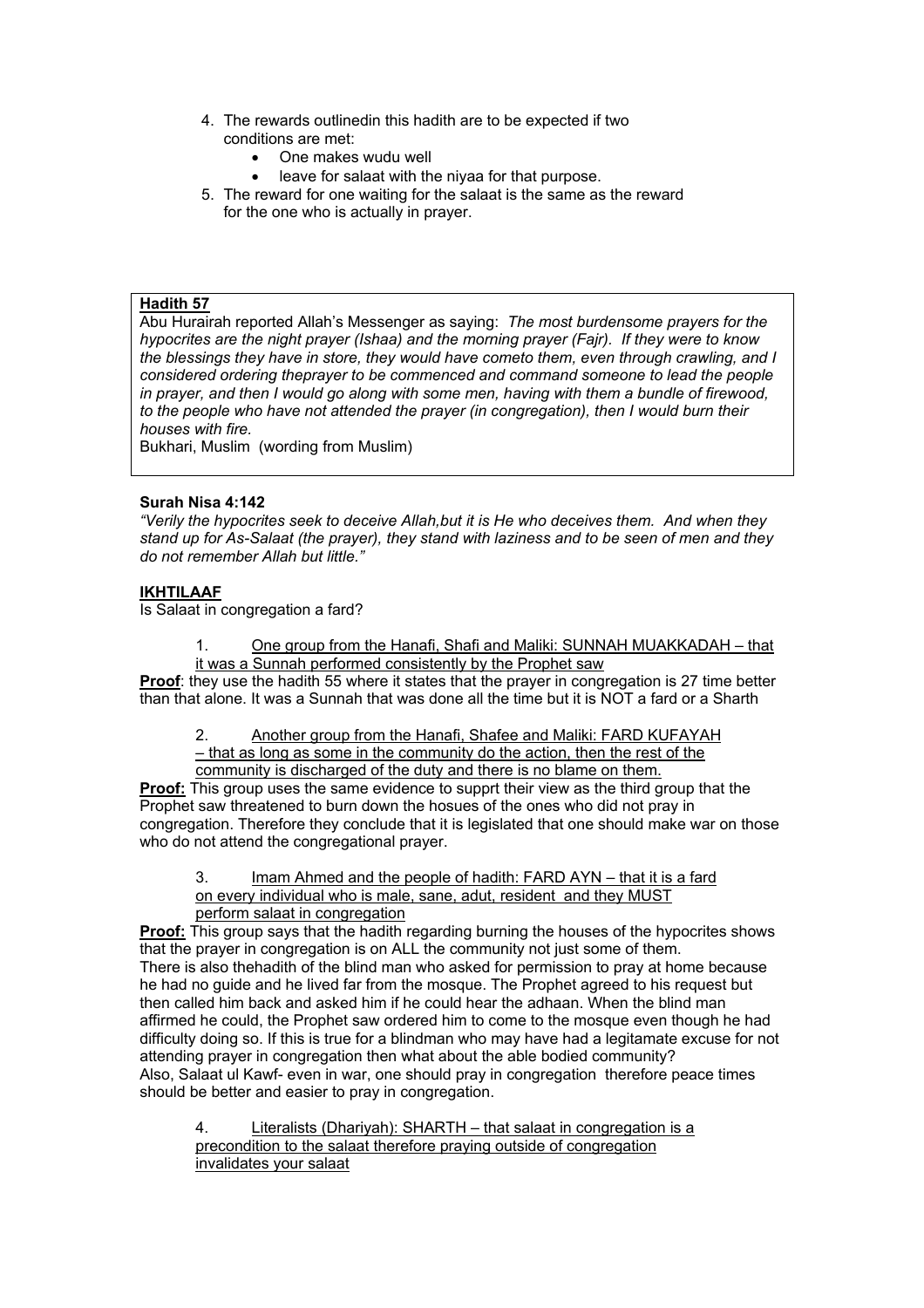4. The rewards outlinedin this hadith are to be expected if two conditions are met:
    - One makes wudu well
    - leave for salaat with the niyaa for that purpose.
5. The reward for one waiting for the salaat is the same as the reward for the one who is actually in prayer.

**Hadith 57**

Abu Hurairah reported Allah's Messenger as saying: *The most burdensome prayers for the hypocrites are the night prayer (Ishaa) and the morning prayer (Fajr). If they were to know the blessings they have in store, they would have cometo them, even through crawling, and I considered ordering theprayer to be commenced and command someone to lead the people in prayer, and then I would go along with some men, having with them a bundle of firewood, to the people who have not attended the prayer (in congregation), then I would burn their houses with fire.*

Bukhari, Muslim (wording from Muslim)

**Surah Nisa 4:142**

*"Verily the hypocrites seek to deceive Allah,but it is He who deceives them. And when they stand up for As-Salaat (the prayer), they stand with laziness and to be seen of men and they do not remember Allah but little."*

**IKHTILAAF**

Is Salaat in congregation a fard?

1. One group from the Hanafi, Shafi and Maliki: SUNNAH MUAKKADAH – that it was a Sunnah performed consistently by the Prophet saw

**Proof**: they use the hadith 55 where it states that the prayer in congregation is 27 time better than that alone. It was a Sunnah that was done all the time but it is NOT a fard or a Sharth

2. Another group from the Hanafi, Shafee and Maliki: FARD KUFAYAH – that as long as some in the community do the action, then the rest of the community is discharged of the duty and there is no blame on them.

**Proof:** This group uses the same evidence to supprt their view as the third group that the Prophet saw threatened to burn down the hosues of the ones who did not pray in congregation. Therefore they conclude that it is legislated that one should make war on those who do not attend the congregational prayer.

3. Imam Ahmed and the people of hadith: FARD AYN – that it is a fard on every individual who is male, sane, adut, resident and they MUST perform salaat in congregation

**Proof:** This group says that the hadith regarding burning the houses of the hypocrites shows that the prayer in congregation is on ALL the community not just some of them.
There is also thehadith of the blind man who asked for permission to pray at home because he had no guide and he lived far from the mosque. The Prophet agreed to his request but then called him back and asked him if he could hear the adhaan. When the blind man affirmed he could, the Prophet saw ordered him to come to the mosque even though he had difficulty doing so. If this is true for a blindman who may have had a legitamate excuse for not attending prayer in congregation then what about the able bodied community?
Also, Salaat ul Kawf- even in war, one should pray in congregation therefore peace times should be better and easier to pray in congregation.

4. Literalists (Dhariyah): SHARTH – that salaat in congregation is a precondition to the salaat therefore praying outside of congregation invalidates your salaat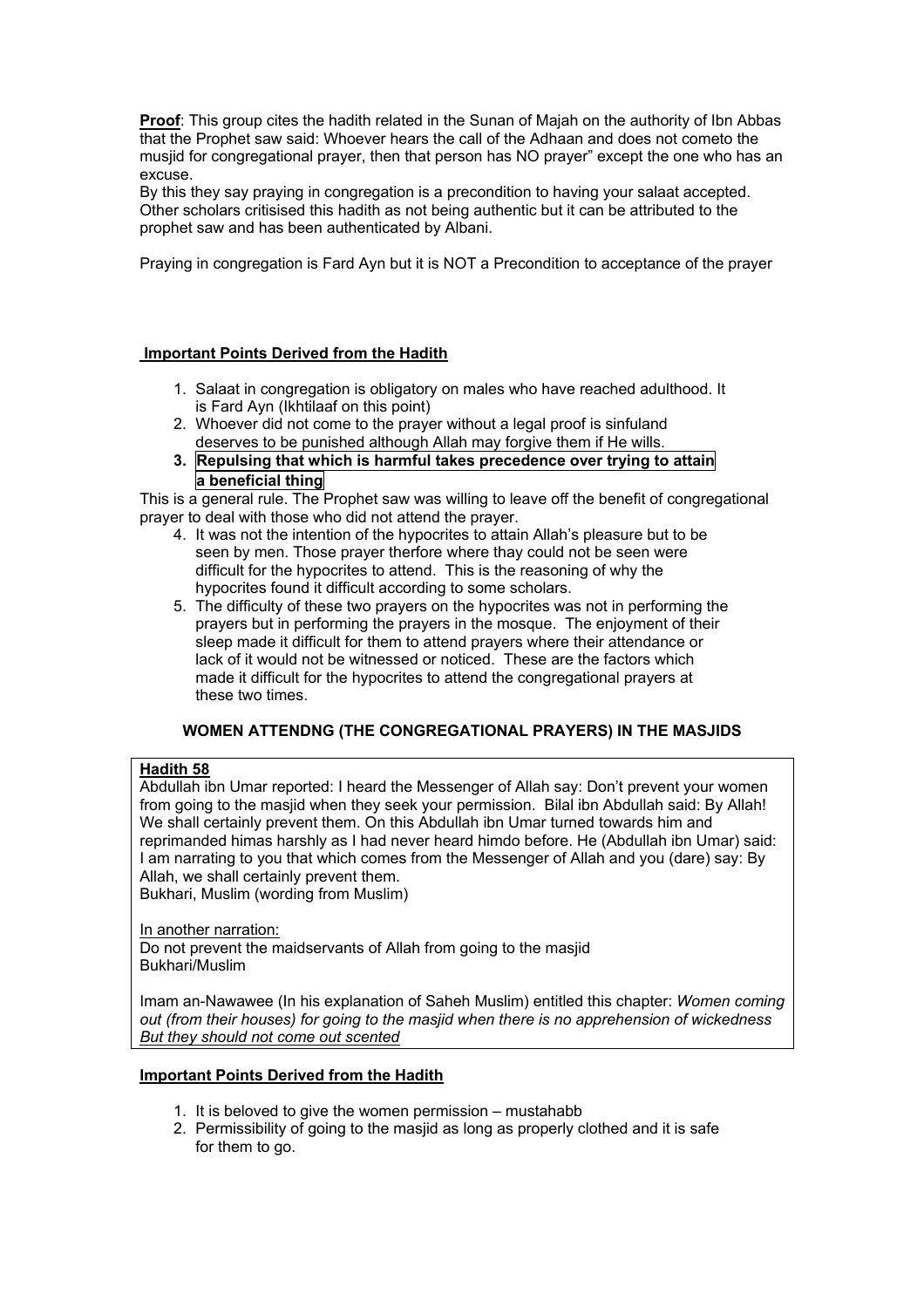**Proof**: This group cites the hadith related in the Sunan of Majah on the authority of Ibn Abbas that the Prophet saw said: Whoever hears the call of the Adhaan and does not cometo the musjid for congregational prayer, then that person has NO prayer" except the one who has an excuse.
By this they say praying in congregation is a precondition to having your salaat accepted. Other scholars critisised this hadith as not being authentic but it can be attributed to the prophet saw and has been authenticated by Albani.

Praying in congregation is Fard Ayn but it is NOT a Precondition to acceptance of the prayer

**Important Points Derived from the Hadith**

1. Salaat in congregation is obligatory on males who have reached adulthood. It is Fard Ayn (Ikhtilaaf on this point)
2. Whoever did not come to the prayer without a legal proof is sinfuland deserves to be punished although Allah may forgive them if He wills.
3. **Repulsing that which is harmful takes precedence over trying to attain a beneficial thing**

This is a general rule. The Prophet saw was willing to leave off the benefit of congregational prayer to deal with those who did not attend the prayer.

4. It was not the intention of the hypocrites to attain Allah's pleasure but to be seen by men. Those prayer therfore where thay could not be seen were difficult for the hypocrites to attend. This is the reasoning of why the hypocrites found it difficult according to some scholars.
5. The difficulty of these two prayers on the hypocrites was not in performing the prayers but in performing the prayers in the mosque. The enjoyment of their sleep made it difficult for them to attend prayers where their attendance or lack of it would not be witnessed or noticed. These are the factors which made it difficult for the hypocrites to attend the congregational prayers at these two times.

**WOMEN ATTENDNG (THE CONGREGATIONAL PRAYERS) IN THE MASJIDS**

**Hadith 58**
Abdullah ibn Umar reported: I heard the Messenger of Allah say: Don't prevent your women from going to the masjid when they seek your permission. Bilal ibn Abdullah said: By Allah! We shall certainly prevent them. On this Abdullah ibn Umar turned towards him and reprimanded himas harshly as I had never heard himdo before. He (Abdullah ibn Umar) said: I am narrating to you that which comes from the Messenger of Allah and you (dare) say: By Allah, we shall certainly prevent them.
Bukhari, Muslim (wording from Muslim)

In another narration:
Do not prevent the maidservants of Allah from going to the masjid
Bukhari/Muslim

Imam an-Nawawee (In his explanation of Saheh Muslim) entitled this chapter: *Women coming out (from their houses) for going to the masjid when there is no apprehension of wickedness* *But they should not come out scented*

**Important Points Derived from the Hadith**

1. It is beloved to give the women permission – mustahabb
2. Permissibility of going to the masjid as long as properly clothed and it is safe for them to go.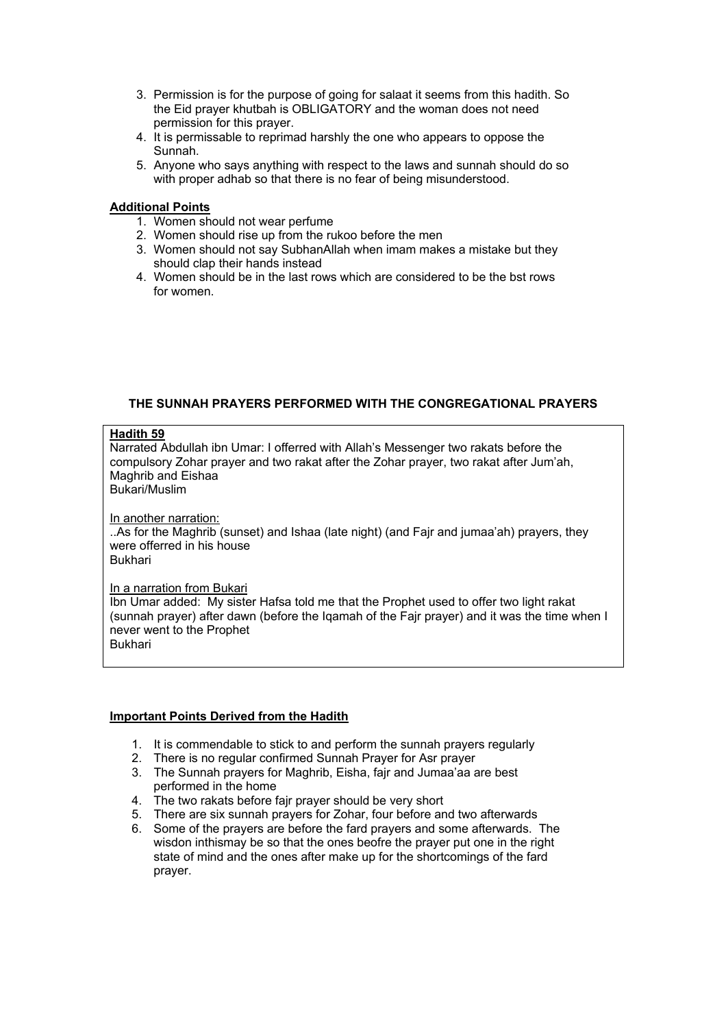3. Permission is for the purpose of going for salaat it seems from this hadith. So the Eid prayer khutbah is OBLIGATORY and the woman does not need permission for this prayer.
4. It is permissable to reprimad harshly the one who appears to oppose the Sunnah.
5. Anyone who says anything with respect to the laws and sunnah should do so with proper adhab so that there is no fear of being misunderstood.

**Additional Points**

1. Women should not wear perfume
2. Women should rise up from the rukoo before the men
3. Women should not say SubhanAllah when imam makes a mistake but they should clap their hands instead
4. Women should be in the last rows which are considered to be the bst rows for women.

**THE SUNNAH PRAYERS PERFORMED WITH THE CONGREGATIONAL PRAYERS**

**Hadith 59**

Narrated Abdullah ibn Umar: I offerred with Allah's Messenger two rakats before the compulsory Zohar prayer and two rakat after the Zohar prayer, two rakat after Jum'ah, Maghrib and Eishaa
Bukari/Muslim

In another narration:
..As for the Maghrib (sunset) and Ishaa (late night) (and Fajr and jumaa'ah) prayers, they were offerred in his house
Bukhari

In a narration from Bukari
Ibn Umar added: My sister Hafsa told me that the Prophet used to offer two light rakat (sunnah prayer) after dawn (before the Iqamah of the Fajr prayer) and it was the time when I never went to the Prophet
Bukhari

**Important Points Derived from the Hadith**

1. It is commendable to stick to and perform the sunnah prayers regularly
2. There is no regular confirmed Sunnah Prayer for Asr prayer
3. The Sunnah prayers for Maghrib, Eisha, fajr and Jumaa'aa are best performed in the home
4. The two rakats before fajr prayer should be very short
5. There are six sunnah prayers for Zohar, four before and two afterwards
6. Some of the prayers are before the fard prayers and some afterwards. The wisdon inthismay be so that the ones beofre the prayer put one in the right state of mind and the ones after make up for the shortcomings of the fard prayer.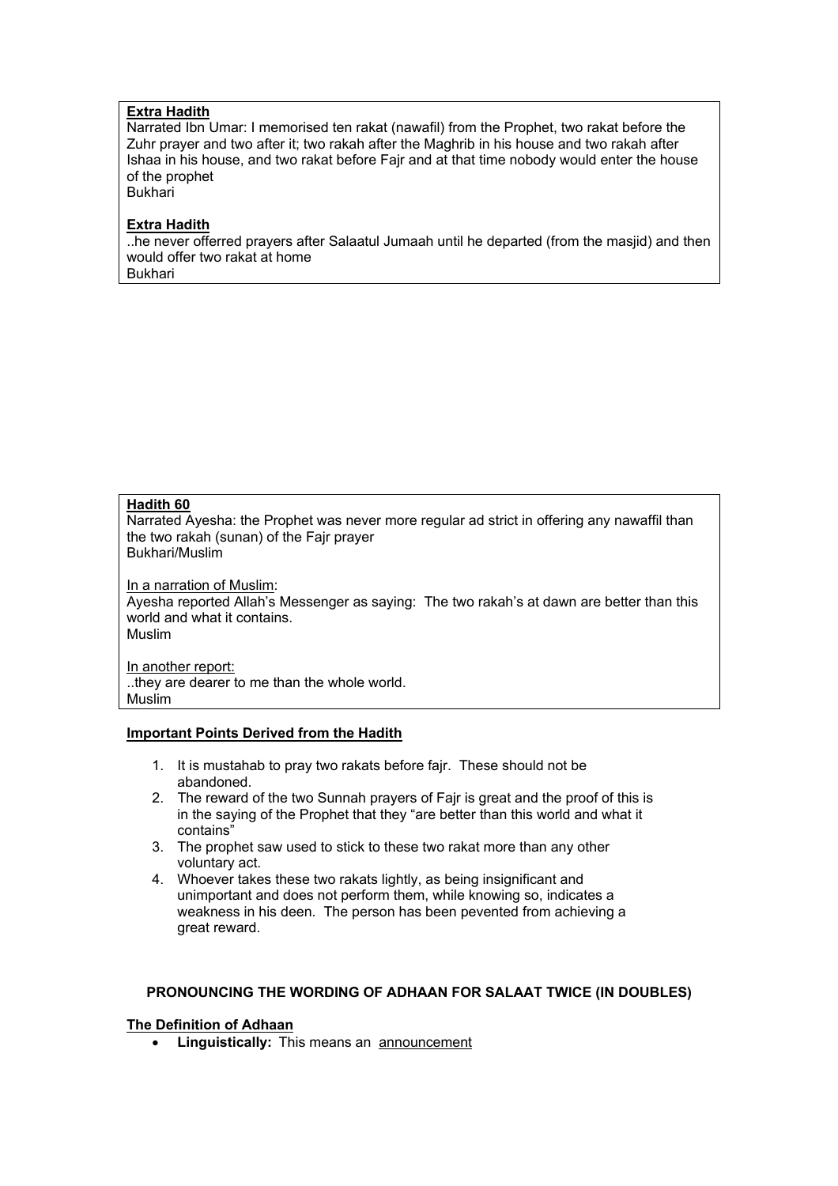**Extra Hadith**

Narrated Ibn Umar: I memorised ten rakat (nawafil) from the Prophet, two rakat before the Zuhr prayer and two after it; two rakah after the Maghrib in his house and two rakah after Ishaa in his house, and two rakat before Fajr and at that time nobody would enter the house of the prophet
Bukhari

**Extra Hadith**

..he never offerred prayers after Salaatul Jumaah until he departed (from the masjid) and then would offer two rakat at home
Bukhari

**Hadith 60**

Narrated Ayesha: the Prophet was never more regular ad strict in offering any nawaffil than the two rakah (sunan) of the Fajr prayer
Bukhari/Muslim

In a narration of Muslim:
Ayesha reported Allah's Messenger as saying: The two rakah's at dawn are better than this world and what it contains.
Muslim

In another report:
..they are dearer to me than the whole world.
Muslim

**Important Points Derived from the Hadith**

1. It is mustahab to pray two rakats before fajr. These should not be abandoned.
2. The reward of the two Sunnah prayers of Fajr is great and the proof of this is in the saying of the Prophet that they "are better than this world and what it contains"
3. The prophet saw used to stick to these two rakat more than any other voluntary act.
4. Whoever takes these two rakats lightly, as being insignificant and unimportant and does not perform them, while knowing so, indicates a weakness in his deen. The person has been pevented from achieving a great reward.

## PRONOUNCING THE WORDING OF ADHAAN FOR SALAAT TWICE (IN DOUBLES)

**The Definition of Adhaan**

- **Linguistically:** This means an announcement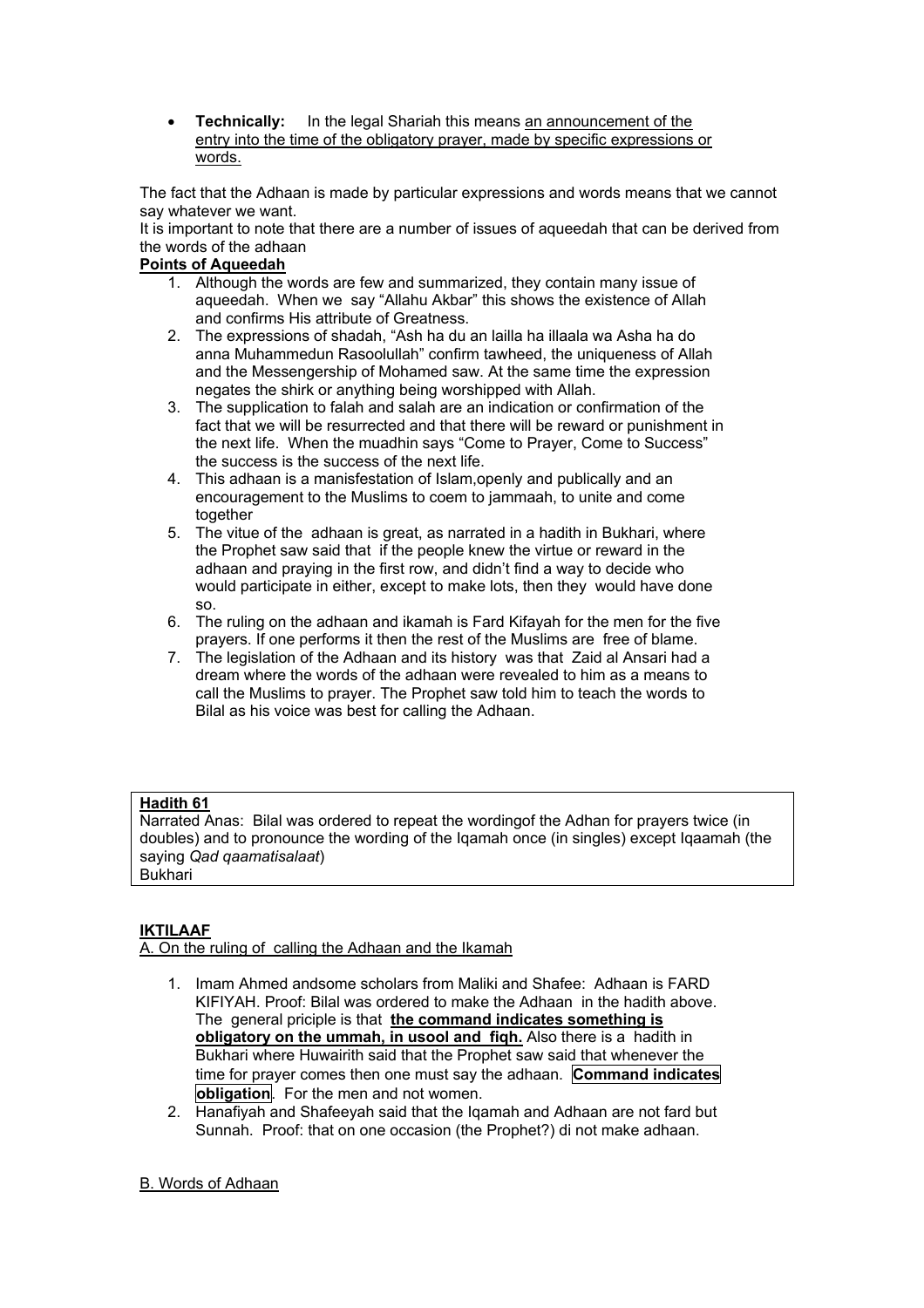- **Technically:** In the legal Shariah this means <u>an announcement of the entry into the time of the obligatory prayer, made by specific expressions or words.</u>

The fact that the Adhaan is made by particular expressions and words means that we cannot say whatever we want.
It is important to note that there are a number of issues of aqueedah that can be derived from the words of the adhaan

**<u>Points of Aqueedah</u>**

1. Although the words are few and summarized, they contain many issue of aqueedah. When we say "Allahu Akbar" this shows the existence of Allah and confirms His attribute of Greatness.
2. The expressions of shadah, "Ash ha du an lailla ha illaala wa Asha ha do anna Muhammedun Rasoolullah" confirm tawheed, the uniqueness of Allah and the Messengership of Mohamed saw. At the same time the expression negates the shirk or anything being worshipped with Allah.
3. The supplication to falah and salah are an indication or confirmation of the fact that we will be resurrected and that there will be reward or punishment in the next life. When the muadhin says "Come to Prayer, Come to Success" the success is the success of the next life.
4. This adhaan is a manisfestation of Islam,openly and publically and an encouragement to the Muslims to coem to jammaah, to unite and come together
5. The vitue of the adhaan is great, as narrated in a hadith in Bukhari, where the Prophet saw said that if the people knew the virtue or reward in the adhaan and praying in the first row, and didn't find a way to decide who would participate in either, except to make lots, then they would have done so.
6. The ruling on the adhaan and ikamah is Fard Kifayah for the men for the five prayers. If one performs it then the rest of the Muslims are free of blame.
7. The legislation of the Adhaan and its history was that Zaid al Ansari had a dream where the words of the adhaan were revealed to him as a means to call the Muslims to prayer. The Prophet saw told him to teach the words to Bilal as his voice was best for calling the Adhaan.

**<u>Hadith 61</u>**
Narrated Anas: Bilal was ordered to repeat the wordingof the Adhan for prayers twice (in doubles) and to pronounce the wording of the Iqamah once (in singles) except Iqaamah (the saying *Qad qaamatisalaat*)
Bukhari

**<u>IKTILAAF</u>**

<u>A. On the ruling of calling the Adhaan and the Ikamah</u>

1. Imam Ahmed andsome scholars from Maliki and Shafee: Adhaan is FARD KIFIYAH. Proof: Bilal was ordered to make the Adhaan in the hadith above. The general priciple is that **<u>the command indicates something is obligatory on the ummah, in usool and fiqh.</u>** Also there is a hadith in Bukhari where Huwairith said that the Prophet saw said that whenever the time for prayer comes then one must say the adhaan. **Command indicates obligation**. For the men and not women.
2. Hanafiyah and Shafeeyah said that the Iqamah and Adhaan are not fard but Sunnah. Proof: that on one occasion (the Prophet?) di not make adhaan.

<u>B. Words of Adhaan</u>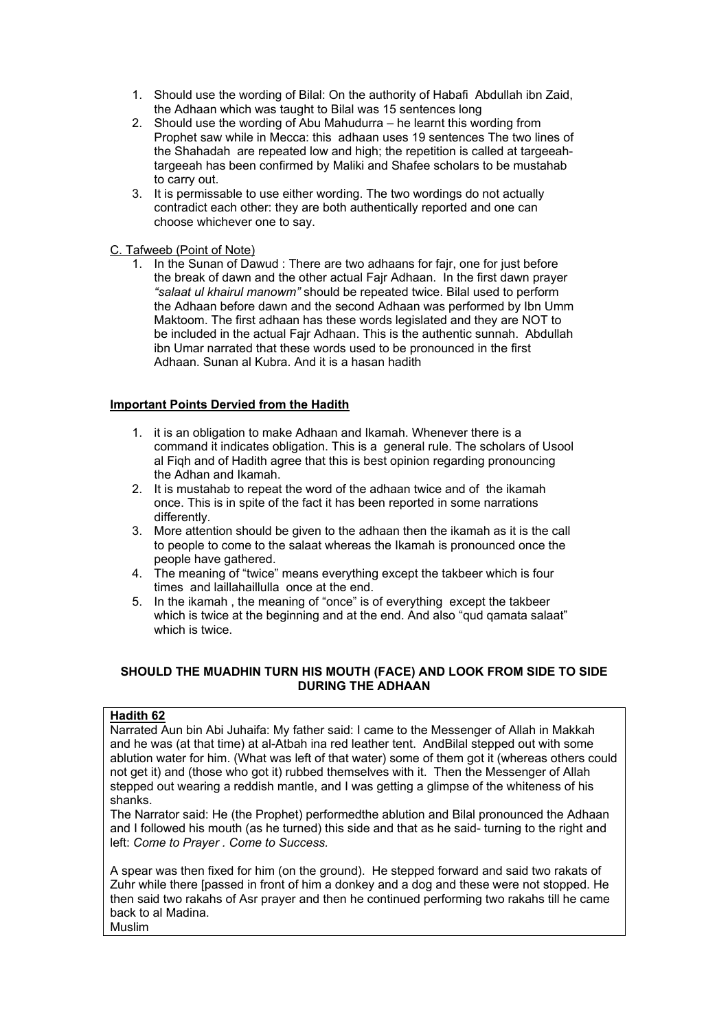1. Should use the wording of Bilal: On the authority of Habafi Abdullah ibn Zaid, the Adhaan which was taught to Bilal was 15 sentences long
2. Should use the wording of Abu Mahudurra – he learnt this wording from Prophet saw while in Mecca: this adhaan uses 19 sentences The two lines of the Shahadah are repeated low and high; the repetition is called at targeeah-targeeah has been confirmed by Maliki and Shafee scholars to be mustahab to carry out.
3. It is permissable to use either wording. The two wordings do not actually contradict each other: they are both authentically reported and one can choose whichever one to say.

C. Tafweeb (Point of Note)

1. In the Sunan of Dawud : There are two adhaans for fajr, one for just before the break of dawn and the other actual Fajr Adhaan. In the first dawn prayer *"salaat ul khairul manowm"* should be repeated twice. Bilal used to perform the Adhaan before dawn and the second Adhaan was performed by Ibn Umm Maktoom. The first adhaan has these words legislated and they are NOT to be included in the actual Fajr Adhaan. This is the authentic sunnah. Abdullah ibn Umar narrated that these words used to be pronounced in the first Adhaan. Sunan al Kubra. And it is a hasan hadith

**Important Points Dervied from the Hadith**

1. it is an obligation to make Adhaan and Ikamah. Whenever there is a command it indicates obligation. This is a general rule. The scholars of Usool al Fiqh and of Hadith agree that this is best opinion regarding pronouncing the Adhan and Ikamah.
2. It is mustahab to repeat the word of the adhaan twice and of the ikamah once. This is in spite of the fact it has been reported in some narrations differently.
3. More attention should be given to the adhaan then the ikamah as it is the call to people to come to the salaat whereas the Ikamah is pronounced once the people have gathered.
4. The meaning of "twice" means everything except the takbeer which is four times and laillahaillulla once at the end.
5. In the ikamah , the meaning of "once" is of everything except the takbeer which is twice at the beginning and at the end. And also "qud qamata salaat" which is twice.

## SHOULD THE MUADHIN TURN HIS MOUTH (FACE) AND LOOK FROM SIDE TO SIDE DURING THE ADHAAN

**Hadith 62**

Narrated Aun bin Abi Juhaifa: My father said: I came to the Messenger of Allah in Makkah and he was (at that time) at al-Atbah ina red leather tent. AndBilal stepped out with some ablution water for him. (What was left of that water) some of them got it (whereas others could not get it) and (those who got it) rubbed themselves with it. Then the Messenger of Allah stepped out wearing a reddish mantle, and I was getting a glimpse of the whiteness of his shanks.

The Narrator said: He (the Prophet) performedthe ablution and Bilal pronounced the Adhaan and I followed his mouth (as he turned) this side and that as he said- turning to the right and left: *Come to Prayer . Come to Success.*

A spear was then fixed for him (on the ground). He stepped forward and said two rakats of Zuhr while there [passed in front of him a donkey and a dog and these were not stopped. He then said two rakahs of Asr prayer and then he continued performing two rakahs till he came back to al Madina.

Muslim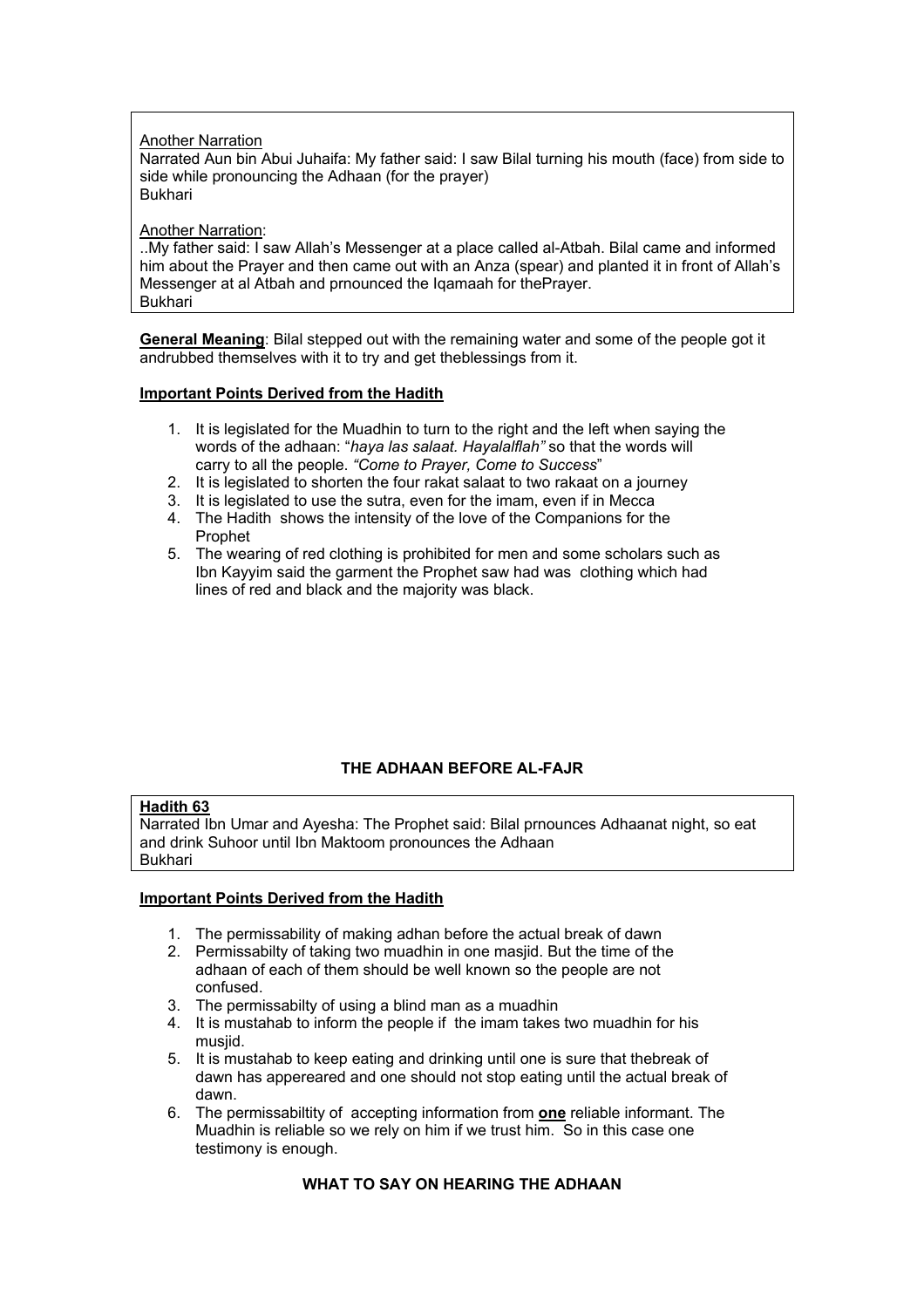Another Narration

Narrated Aun bin Abui Juhaifa: My father said: I saw Bilal turning his mouth (face) from side to side while pronouncing the Adhaan (for the prayer)

Bukhari

Another Narration:

..My father said: I saw Allah's Messenger at a place called al-Atbah. Bilal came and informed him about the Prayer and then came out with an Anza (spear) and planted it in front of Allah's Messenger at al Atbah and prnounced the Iqamaah for thePrayer.

Bukhari

**General Meaning**: Bilal stepped out with the remaining water and some of the people got it andrubbed themselves with it to try and get theblessings from it.

**Important Points Derived from the Hadith**

1. It is legislated for the Muadhin to turn to the right and the left when saying the words of the adhaan: "*haya las salaat. Hayalalflah"* so that the words will carry to all the people. *"Come to Prayer, Come to Success*"
2. It is legislated to shorten the four rakat salaat to two rakaat on a journey
3. It is legislated to use the sutra, even for the imam, even if in Mecca
4. The Hadith shows the intensity of the love of the Companions for the Prophet
5. The wearing of red clothing is prohibited for men and some scholars such as Ibn Kayyim said the garment the Prophet saw had was clothing which had lines of red and black and the majority was black.

## THE ADHAAN BEFORE AL-FAJR

**Hadith 63**

Narrated Ibn Umar and Ayesha: The Prophet said: Bilal prnounces Adhaanat night, so eat and drink Suhoor until Ibn Maktoom pronounces the Adhaan

Bukhari

**Important Points Derived from the Hadith**

1. The permissability of making adhan before the actual break of dawn
2. Permissabilty of taking two muadhin in one masjid. But the time of the adhaan of each of them should be well known so the people are not confused.
3. The permissabilty of using a blind man as a muadhin
4. It is mustahab to inform the people if the imam takes two muadhin for his musjid.
5. It is mustahab to keep eating and drinking until one is sure that thebreak of dawn has appereared and one should not stop eating until the actual break of dawn.
6. The permissabiltity of accepting information from **one** reliable informant. The Muadhin is reliable so we rely on him if we trust him. So in this case one testimony is enough.

## WHAT TO SAY ON HEARING THE ADHAAN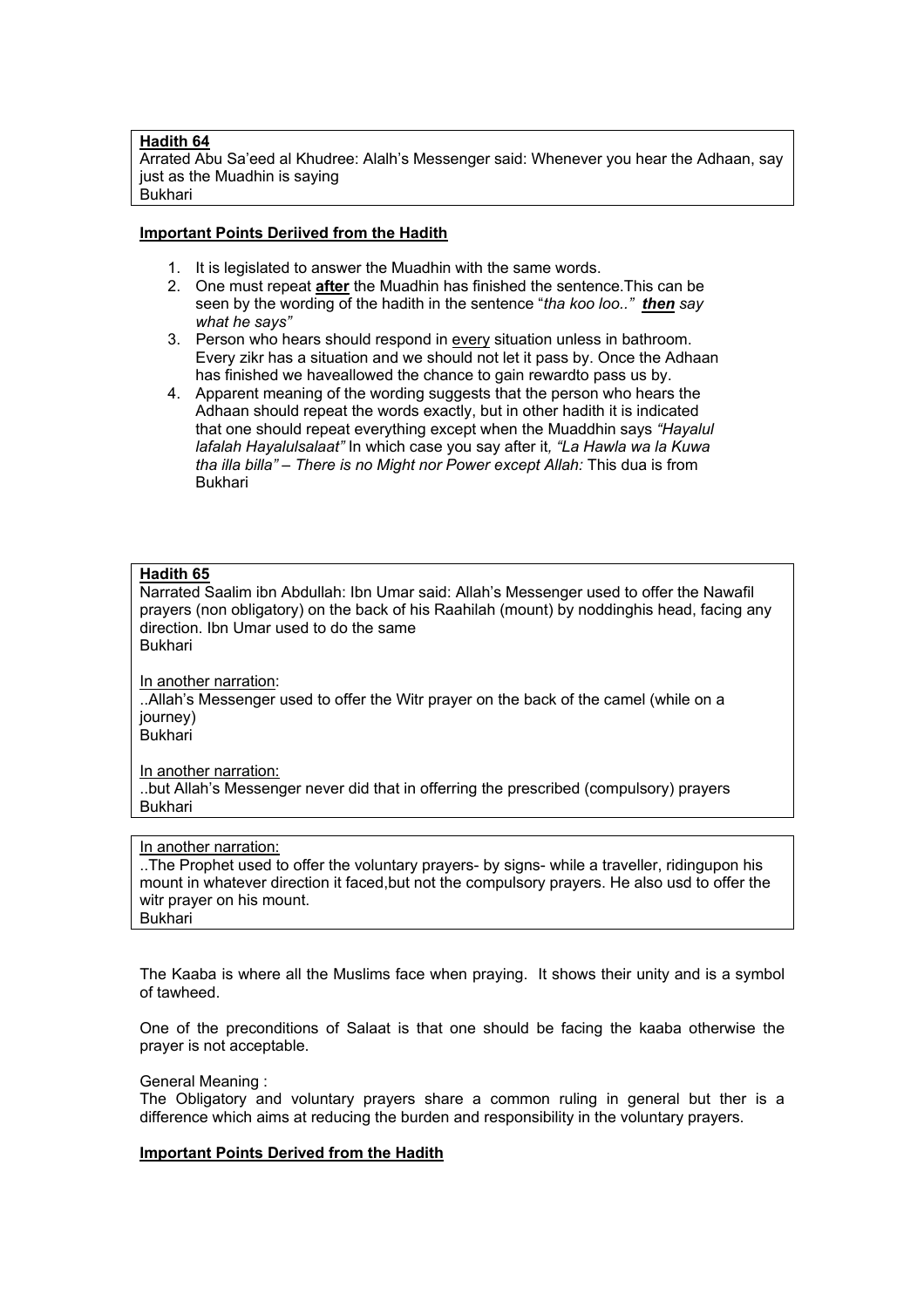**Hadith 64**
Arrated Abu Sa'eed al Khudree: Alalh's Messenger said: Whenever you hear the Adhaan, say just as the Muadhin is saying
Bukhari

**Important Points Deriived from the Hadith**

1. It is legislated to answer the Muadhin with the same words.
2. One must repeat **after** the Muadhin has finished the sentence.This can be seen by the wording of the hadith in the sentence "*tha koo loo.." **then** say what he says"*
3. Person who hears should respond in every situation unless in bathroom. Every zikr has a situation and we should not let it pass by. Once the Adhaan has finished we haveallowed the chance to gain rewardto pass us by.
4. Apparent meaning of the wording suggests that the person who hears the Adhaan should repeat the words exactly, but in other hadith it is indicated that one should repeat everything except when the Muaddhin says *"Hayalul lafalah Hayalulsalaat"* In which case you say after it, *"La Hawla wa la Kuwa tha illa billa" – There is no Might nor Power except Allah:* This dua is from Bukhari

**Hadith 65**
Narrated Saalim ibn Abdullah: Ibn Umar said: Allah's Messenger used to offer the Nawafil prayers (non obligatory) on the back of his Raahilah (mount) by noddinghis head, facing any direction. Ibn Umar used to do the same
Bukhari

In another narration:
..Allah's Messenger used to offer the Witr prayer on the back of the camel (while on a journey)
Bukhari

In another narration:
..but Allah's Messenger never did that in offerring the prescribed (compulsory) prayers
Bukhari

In another narration:
..The Prophet used to offer the voluntary prayers- by signs- while a traveller, ridingupon his mount in whatever direction it faced,but not the compulsory prayers. He also usd to offer the witr prayer on his mount.
Bukhari

The Kaaba is where all the Muslims face when praying. It shows their unity and is a symbol of tawheed.

One of the preconditions of Salaat is that one should be facing the kaaba otherwise the prayer is not acceptable.

General Meaning :
The Obligatory and voluntary prayers share a common ruling in general but ther is a difference which aims at reducing the burden and responsibility in the voluntary prayers.

**Important Points Derived from the Hadith**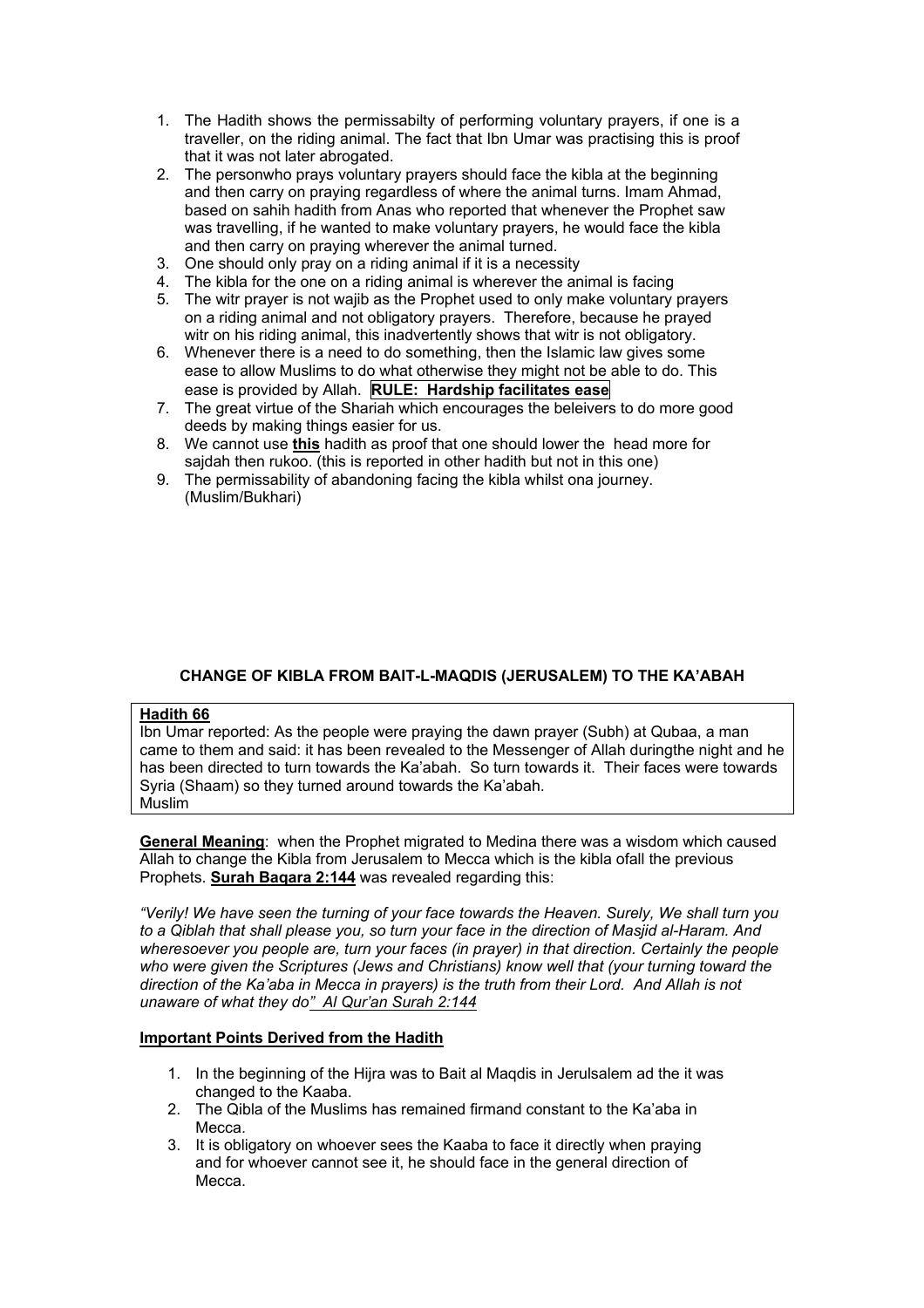1. The Hadith shows the permissabilty of performing voluntary prayers, if one is a traveller, on the riding animal. The fact that Ibn Umar was practising this is proof that it was not later abrogated.
2. The personwho prays voluntary prayers should face the kibla at the beginning and then carry on praying regardless of where the animal turns. Imam Ahmad, based on sahih hadith from Anas who reported that whenever the Prophet saw was travelling, if he wanted to make voluntary prayers, he would face the kibla and then carry on praying wherever the animal turned.
3. One should only pray on a riding animal if it is a necessity
4. The kibla for the one on a riding animal is wherever the animal is facing
5. The witr prayer is not wajib as the Prophet used to only make voluntary prayers on a riding animal and not obligatory prayers. Therefore, because he prayed witr on his riding animal, this inadvertently shows that witr is not obligatory.
6. Whenever there is a need to do something, then the Islamic law gives some ease to allow Muslims to do what otherwise they might not be able to do. This ease is provided by Allah. **RULE: Hardship facilitates ease**
7. The great virtue of the Shariah which encourages the beleivers to do more good deeds by making things easier for us.
8. We cannot use **this** hadith as proof that one should lower the head more for sajdah then rukoo. (this is reported in other hadith but not in this one)
9. The permissability of abandoning facing the kibla whilst ona journey. (Muslim/Bukhari)

## CHANGE OF KIBLA FROM BAIT-L-MAQDIS (JERUSALEM) TO THE KA'ABAH

**Hadith 66**

Ibn Umar reported: As the people were praying the dawn prayer (Subh) at Qubaa, a man came to them and said: it has been revealed to the Messenger of Allah duringthe night and he has been directed to turn towards the Ka'abah. So turn towards it. Their faces were towards Syria (Shaam) so they turned around towards the Ka'abah.
Muslim

**General Meaning**: when the Prophet migrated to Medina there was a wisdom which caused Allah to change the Kibla from Jerusalem to Mecca which is the kibla ofall the previous Prophets. **Surah Baqara 2:144** was revealed regarding this:

*"Verily! We have seen the turning of your face towards the Heaven. Surely, We shall turn you to a Qiblah that shall please you, so turn your face in the direction of Masjid al-Haram. And wheresoever you people are, turn your faces (in prayer) in that direction. Certainly the people who were given the Scriptures (Jews and Christians) know well that (your turning toward the direction of the Ka'aba in Mecca in prayers) is the truth from their Lord. And Allah is not unaware of what they do" Al Qur'an Surah 2:144*

**Important Points Derived from the Hadith**

1. In the beginning of the Hijra was to Bait al Maqdis in Jerulsalem ad the it was changed to the Kaaba.
2. The Qibla of the Muslims has remained firmand constant to the Ka'aba in Mecca.
3. It is obligatory on whoever sees the Kaaba to face it directly when praying and for whoever cannot see it, he should face in the general direction of Mecca.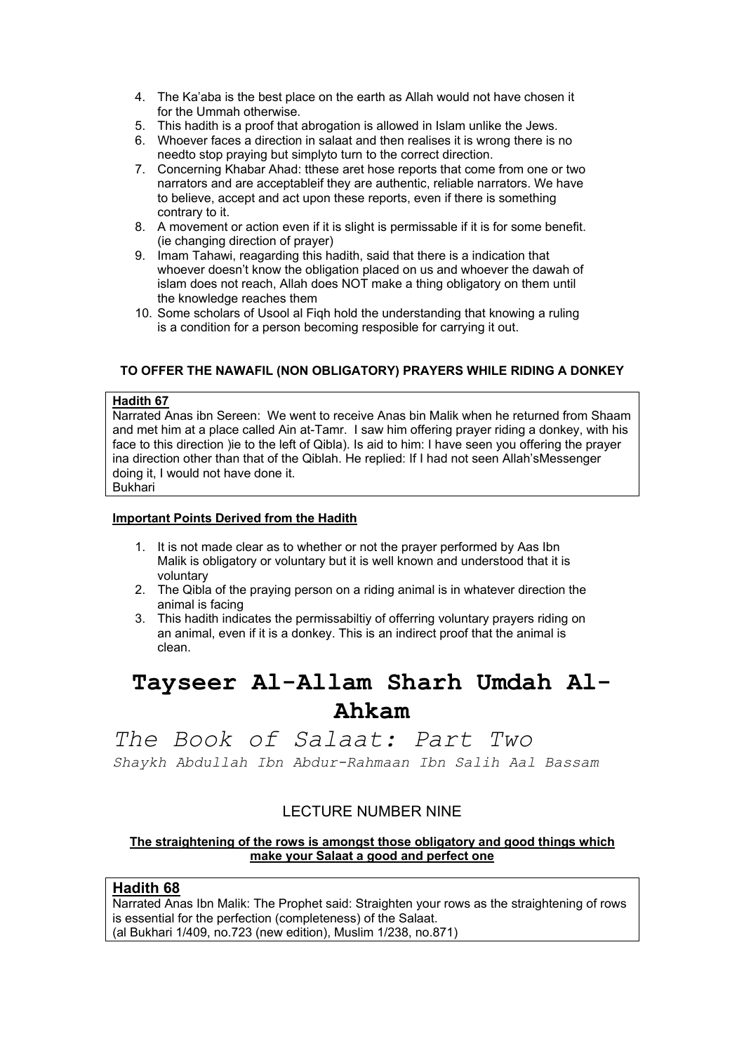4. The Ka'aba is the best place on the earth as Allah would not have chosen it for the Ummah otherwise.
5. This hadith is a proof that abrogation is allowed in Islam unlike the Jews.
6. Whoever faces a direction in salaat and then realises it is wrong there is no needto stop praying but simplyto turn to the correct direction.
7. Concerning Khabar Ahad: tthese aret hose reports that come from one or two narrators and are acceptableif they are authentic, reliable narrators. We have to believe, accept and act upon these reports, even if there is something contrary to it.
8. A movement or action even if it is slight is permissable if it is for some benefit. (ie changing direction of prayer)
9. Imam Tahawi, reagarding this hadith, said that there is a indication that whoever doesn't know the obligation placed on us and whoever the dawah of islam does not reach, Allah does NOT make a thing obligatory on them until the knowledge reaches them
10. Some scholars of Usool al Fiqh hold the understanding that knowing a ruling is a condition for a person becoming resposible for carrying it out.

**TO OFFER THE NAWAFIL (NON OBLIGATORY) PRAYERS WHILE RIDING A DONKEY**

**Hadith 67**
Narrated Anas ibn Sereen: We went to receive Anas bin Malik when he returned from Shaam and met him at a place called Ain at-Tamr. I saw him offering prayer riding a donkey, with his face to this direction )ie to the left of Qibla). Is aid to him: I have seen you offering the prayer ina direction other than that of the Qiblah. He replied: If I had not seen Allah'sMessenger doing it, I would not have done it.
Bukhari

**Important Points Derived from the Hadith**

1. It is not made clear as to whether or not the prayer performed by Aas Ibn Malik is obligatory or voluntary but it is well known and understood that it is voluntary
2. The Qibla of the praying person on a riding animal is in whatever direction the animal is facing
3. This hadith indicates the permissabiltiy of offerring voluntary prayers riding on an animal, even if it is a donkey. This is an indirect proof that the animal is clean.

# Tayseer Al-Allam Sharh Umdah Al-Ahkam

## *The Book of Salaat: Part Two*

*Shaykh Abdullah Ibn Abdur-Rahmaan Ibn Salih Aal Bassam*

### LECTURE NUMBER NINE

**The straightening of the rows is amongst those obligatory and good things which make your Salaat a good and perfect one**

**Hadith 68**
Narrated Anas Ibn Malik: The Prophet said: Straighten your rows as the straightening of rows is essential for the perfection (completeness) of the Salaat.
(al Bukhari 1/409, no.723 (new edition), Muslim 1/238, no.871)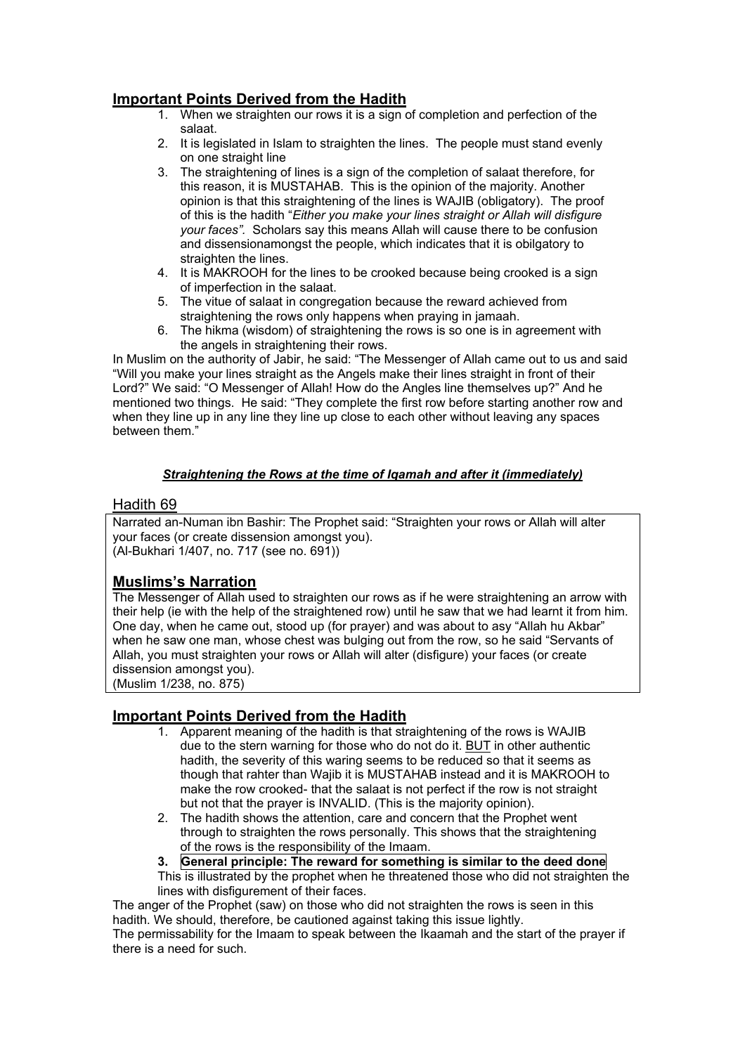## Important Points Derived from the Hadith

1. When we straighten our rows it is a sign of completion and perfection of the salaat.
2. It is legislated in Islam to straighten the lines. The people must stand evenly on one straight line
3. The straightening of lines is a sign of the completion of salaat therefore, for this reason, it is MUSTAHAB. This is the opinion of the majority. Another opinion is that this straightening of the lines is WAJIB (obligatory). The proof of this is the hadith "*Either you make your lines straight or Allah will disfigure your faces"*. Scholars say this means Allah will cause there to be confusion and dissensionamongst the people, which indicates that it is obilgatory to straighten the lines.
4. It is MAKROOH for the lines to be crooked because being crooked is a sign of imperfection in the salaat.
5. The vitue of salaat in congregation because the reward achieved from straightening the rows only happens when praying in jamaah.
6. The hikma (wisdom) of straightening the rows is so one is in agreement with the angels in straightening their rows.

In Muslim on the authority of Jabir, he said: "The Messenger of Allah came out to us and said "Will you make your lines straight as the Angels make their lines straight in front of their Lord?" We said: "O Messenger of Allah! How do the Angles line themselves up?" And he mentioned two things. He said: "They complete the first row before starting another row and when they line up in any line they line up close to each other without leaving any spaces between them."

***Straightening the Rows at the time of Iqamah and after it (immediately)***

## Hadith 69

Narrated an-Numan ibn Bashir: The Prophet said: "Straighten your rows or Allah will alter your faces (or create dissension amongst you).
(Al-Bukhari 1/407, no. 717 (see no. 691))

## Muslims's Narration

The Messenger of Allah used to straighten our rows as if he were straightening an arrow with their help (ie with the help of the straightened row) until he saw that we had learnt it from him. One day, when he came out, stood up (for prayer) and was about to asy "Allah hu Akbar" when he saw one man, whose chest was bulging out from the row, so he said "Servants of Allah, you must straighten your rows or Allah will alter (disfigure) your faces (or create dissension amongst you).
(Muslim 1/238, no. 875)

## Important Points Derived from the Hadith

1. Apparent meaning of the hadith is that straightening of the rows is WAJIB due to the stern warning for those who do not do it. BUT in other authentic hadith, the severity of this waring seems to be reduced so that it seems as though that rahter than Wajib it is MUSTAHAB instead and it is MAKROOH to make the row crooked- that the salaat is not perfect if the row is not straight but not that the prayer is INVALID. (This is the majority opinion).
2. The hadith shows the attention, care and concern that the Prophet went through to straighten the rows personally. This shows that the straightening of the rows is the responsibility of the Imaam.
3. **General principle: The reward for something is similar to the deed done**

This is illustrated by the prophet when he threatened those who did not straighten the lines with disfigurement of their faces.

The anger of the Prophet (saw) on those who did not straighten the rows is seen in this hadith. We should, therefore, be cautioned against taking this issue lightly.

The permissability for the Imaam to speak between the Ikaamah and the start of the prayer if there is a need for such.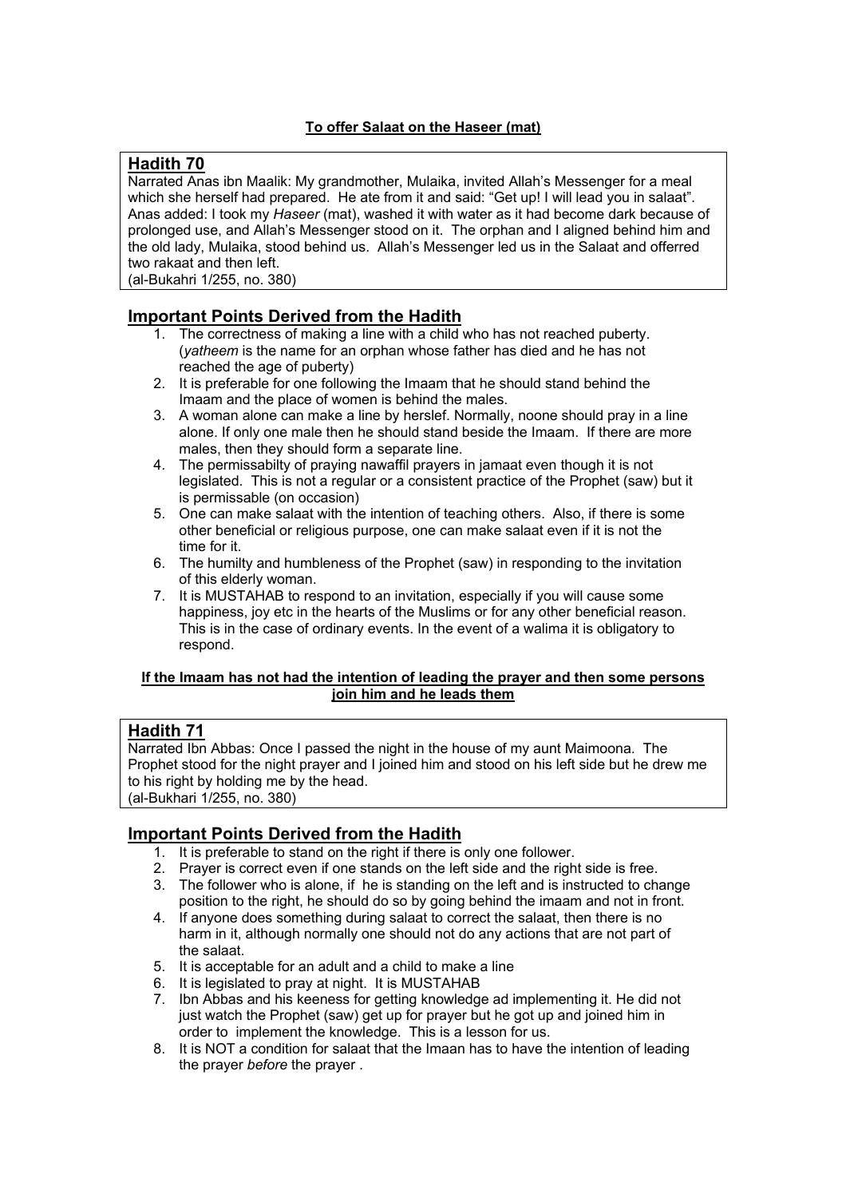**To offer Salaat on the Haseer (mat)**

## Hadith 70

Narrated Anas ibn Maalik: My grandmother, Mulaika, invited Allah's Messenger for a meal which she herself had prepared. He ate from it and said: "Get up! I will lead you in salaat". Anas added: I took my *Haseer* (mat), washed it with water as it had become dark because of prolonged use, and Allah's Messenger stood on it. The orphan and I aligned behind him and the old lady, Mulaika, stood behind us. Allah's Messenger led us in the Salaat and offerred two rakaat and then left.
(al-Bukahri 1/255, no. 380)

## Important Points Derived from the Hadith

1. The correctness of making a line with a child who has not reached puberty. (*yatheem* is the name for an orphan whose father has died and he has not reached the age of puberty)
2. It is preferable for one following the Imaam that he should stand behind the Imaam and the place of women is behind the males.
3. A woman alone can make a line by herslef. Normally, noone should pray in a line alone. If only one male then he should stand beside the Imaam. If there are more males, then they should form a separate line.
4. The permissabilty of praying nawaffil prayers in jamaat even though it is not legislated. This is not a regular or a consistent practice of the Prophet (saw) but it is permissable (on occasion)
5. One can make salaat with the intention of teaching others. Also, if there is some other beneficial or religious purpose, one can make salaat even if it is not the time for it.
6. The humilty and humbleness of the Prophet (saw) in responding to the invitation of this elderly woman.
7. It is MUSTAHAB to respond to an invitation, especially if you will cause some happiness, joy etc in the hearts of the Muslims or for any other beneficial reason. This is in the case of ordinary events. In the event of a walima it is obligatory to respond.

**If the Imaam has not had the intention of leading the prayer and then some persons join him and he leads them**

## Hadith 71

Narrated Ibn Abbas: Once I passed the night in the house of my aunt Maimoona. The Prophet stood for the night prayer and I joined him and stood on his left side but he drew me to his right by holding me by the head.
(al-Bukhari 1/255, no. 380)

## Important Points Derived from the Hadith

1. It is preferable to stand on the right if there is only one follower.
2. Prayer is correct even if one stands on the left side and the right side is free.
3. The follower who is alone, if he is standing on the left and is instructed to change position to the right, he should do so by going behind the imaam and not in front.
4. If anyone does something during salaat to correct the salaat, then there is no harm in it, although normally one should not do any actions that are not part of the salaat.
5. It is acceptable for an adult and a child to make a line
6. It is legislated to pray at night. It is MUSTAHAB
7. Ibn Abbas and his keeness for getting knowledge ad implementing it. He did not just watch the Prophet (saw) get up for prayer but he got up and joined him in order to implement the knowledge. This is a lesson for us.
8. It is NOT a condition for salaat that the Imaan has to have the intention of leading the prayer *before* the prayer .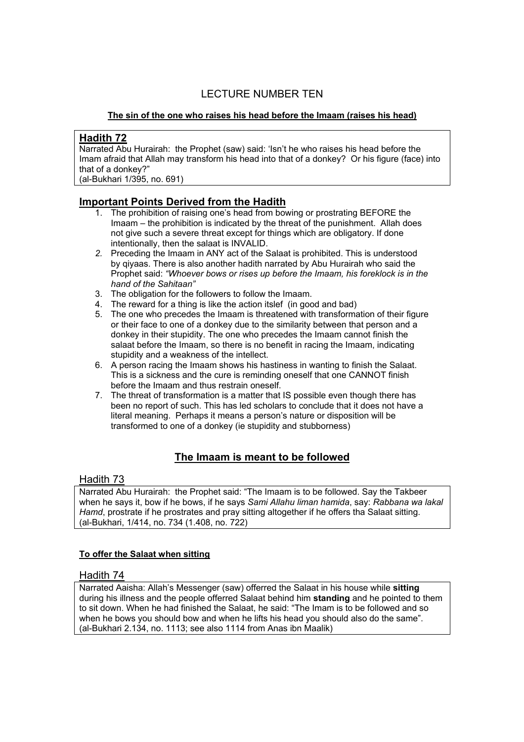# LECTURE NUMBER TEN

**The sin of the one who raises his head before the Imaam (raises his head)**

## Hadith 72

Narrated Abu Hurairah: the Prophet (saw) said: 'Isn't he who raises his head before the Imam afraid that Allah may transform his head into that of a donkey? Or his figure (face) into that of a donkey?"
(al-Bukhari 1/395, no. 691)

## Important Points Derived from the Hadith

1. The prohibition of raising one's head from bowing or prostrating BEFORE the Imaam – the prohibition is indicated by the threat of the punishment. Allah does not give such a severe threat except for things which are obligatory. If done intentionally, then the salaat is INVALID.
2. Preceding the Imaam in ANY act of the Salaat is prohibited. This is understood by qiyaas. There is also another hadith narrated by Abu Hurairah who said the Prophet said: *"Whoever bows or rises up before the Imaam, his foreklock is in the hand of the Sahitaan"*
3. The obligation for the followers to follow the Imaam.
4. The reward for a thing is like the action itslef (in good and bad)
5. The one who precedes the Imaam is threatened with transformation of their figure or their face to one of a donkey due to the similarity between that person and a donkey in their stupidity. The one who precedes the Imaam cannot finish the salaat before the Imaam, so there is no benefit in racing the Imaam, indicating stupidity and a weakness of the intellect.
6. A person racing the Imaam shows his hastiness in wanting to finish the Salaat. This is a sickness and the cure is reminding oneself that one CANNOT finish before the Imaam and thus restrain oneself.
7. The threat of transformation is a matter that IS possible even though there has been no report of such. This has led scholars to conclude that it does not have a literal meaning. Perhaps it means a person's nature or disposition will be transformed to one of a donkey (ie stupidity and stubborness)

## The Imaam is meant to be followed

### Hadith 73

Narrated Abu Hurairah: the Prophet said: "The Imaam is to be followed. Say the Takbeer when he says it, bow if he bows, if he says *Sami Allahu liman hamida*, say: *Rabbana wa lakal Hamd*, prostrate if he prostrates and pray sitting altogether if he offers tha Salaat sitting.
(al-Bukhari, 1/414, no. 734 (1.408, no. 722)

**To offer the Salaat when sitting**

### Hadith 74

Narrated Aaisha: Allah's Messenger (saw) offerred the Salaat in his house while **sitting** during his illness and the people offerred Salaat behind him **standing** and he pointed to them to sit down. When he had finished the Salaat, he said: "The Imam is to be followed and so when he bows you should bow and when he lifts his head you should also do the same".
(al-Bukhari 2.134, no. 1113; see also 1114 from Anas ibn Maalik)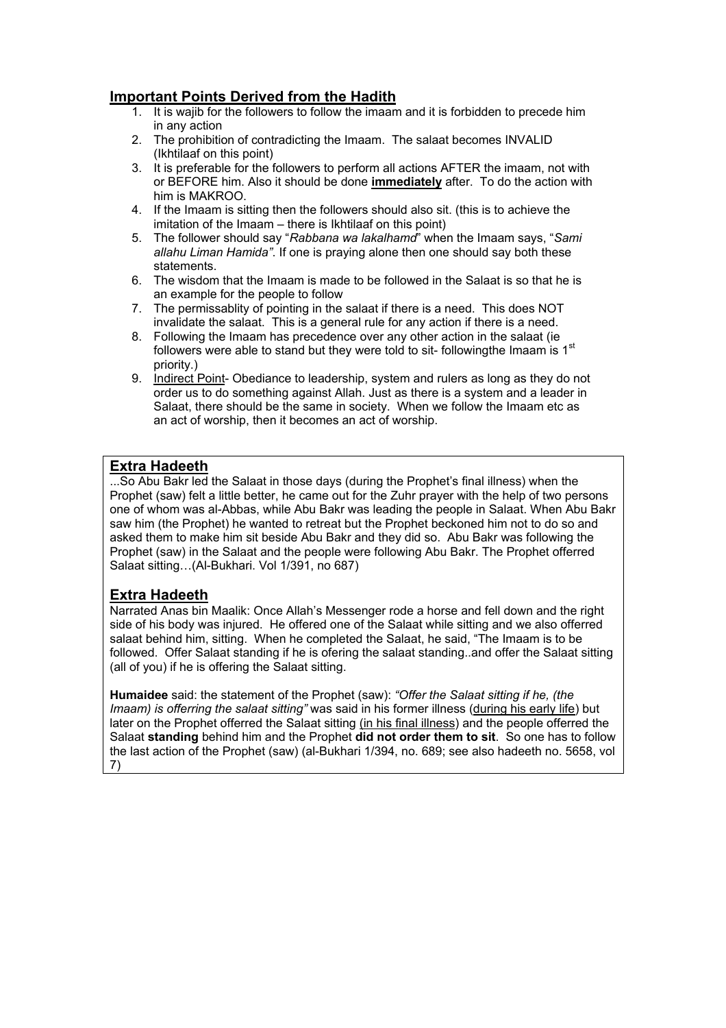## Important Points Derived from the Hadith

1. It is wajib for the followers to follow the imaam and it is forbidden to precede him in any action
2. The prohibition of contradicting the Imaam. The salaat becomes INVALID (Ikhtilaaf on this point)
3. It is preferable for the followers to perform all actions AFTER the imaam, not with or BEFORE him. Also it should be done **immediately** after. To do the action with him is MAKROO.
4. If the Imaam is sitting then the followers should also sit. (this is to achieve the imitation of the Imaam – there is Ikhtilaaf on this point)
5. The follower should say "*Rabbana wa lakalhamd*" when the Imaam says, "*Sami allahu Liman Hamida"*. If one is praying alone then one should say both these statements.
6. The wisdom that the Imaam is made to be followed in the Salaat is so that he is an example for the people to follow
7. The permissablity of pointing in the salaat if there is a need. This does NOT invalidate the salaat. This is a general rule for any action if there is a need.
8. Following the Imaam has precedence over any other action in the salaat (ie followers were able to stand but they were told to sit- followingthe Imaam is 1st priority.)
9. Indirect Point- Obediance to leadership, system and rulers as long as they do not order us to do something against Allah. Just as there is a system and a leader in Salaat, there should be the same in society. When we follow the Imaam etc as an act of worship, then it becomes an act of worship.

## Extra Hadeeth

...So Abu Bakr led the Salaat in those days (during the Prophet's final illness) when the Prophet (saw) felt a little better, he came out for the Zuhr prayer with the help of two persons one of whom was al-Abbas, while Abu Bakr was leading the people in Salaat. When Abu Bakr saw him (the Prophet) he wanted to retreat but the Prophet beckoned him not to do so and asked them to make him sit beside Abu Bakr and they did so. Abu Bakr was following the Prophet (saw) in the Salaat and the people were following Abu Bakr. The Prophet offerred Salaat sitting…(Al-Bukhari. Vol 1/391, no 687)

## Extra Hadeeth

Narrated Anas bin Maalik: Once Allah's Messenger rode a horse and fell down and the right side of his body was injured. He offered one of the Salaat while sitting and we also offerred salaat behind him, sitting. When he completed the Salaat, he said, "The Imaam is to be followed. Offer Salaat standing if he is ofering the salaat standing..and offer the Salaat sitting (all of you) if he is offering the Salaat sitting.

**Humaidee** said: the statement of the Prophet (saw): *"Offer the Salaat sitting if he, (the Imaam) is offerring the salaat sitting"* was said in his former illness (during his early life) but later on the Prophet offerred the Salaat sitting (in his final illness) and the people offerred the Salaat **standing** behind him and the Prophet **did not order them to sit**. So one has to follow the last action of the Prophet (saw) (al-Bukhari 1/394, no. 689; see also hadeeth no. 5658, vol 7)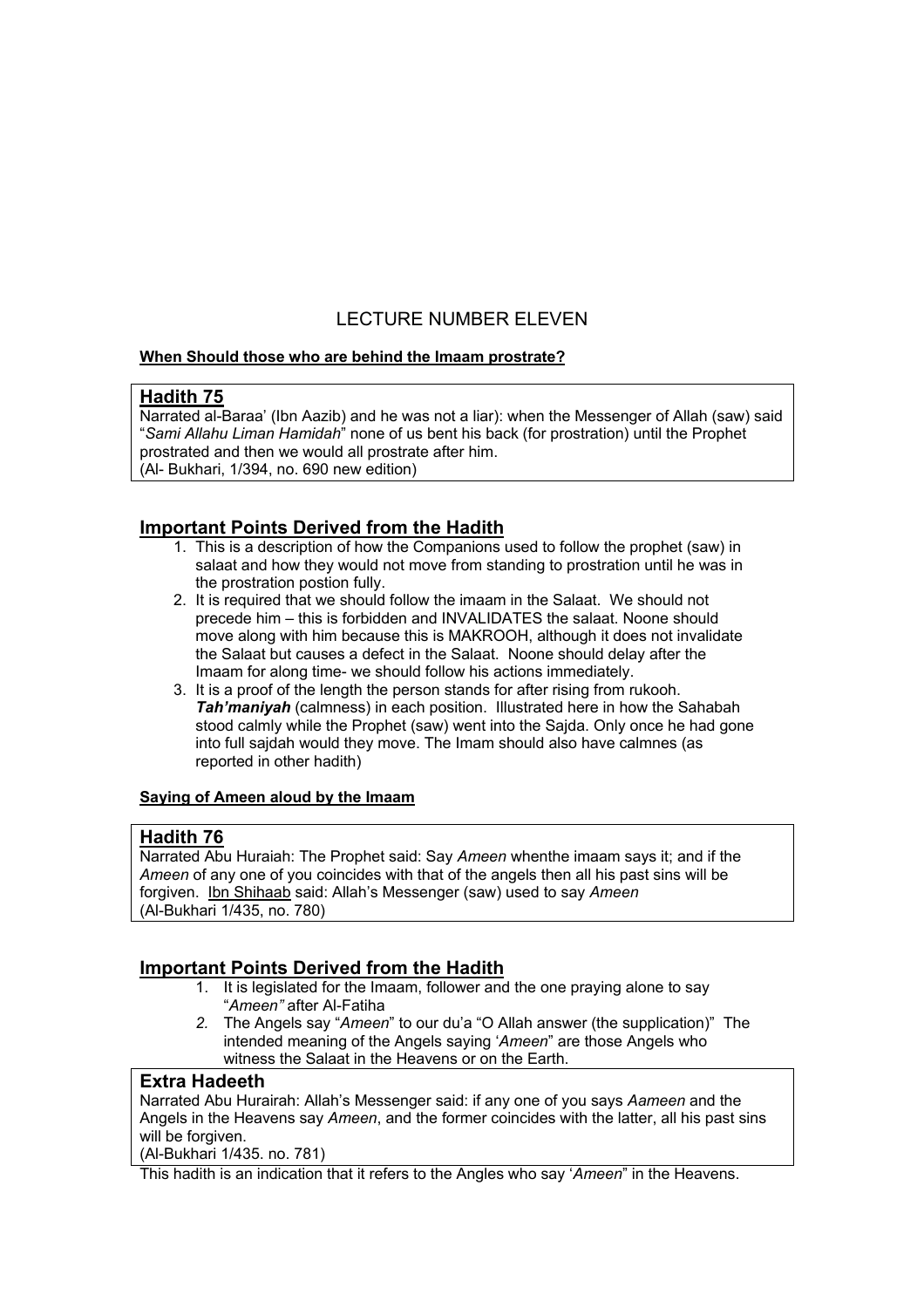# LECTURE NUMBER ELEVEN

**When Should those who are behind the Imaam prostrate?**

## Hadith 75

Narrated al-Baraa' (Ibn Aazib) and he was not a liar): when the Messenger of Allah (saw) said "*Sami Allahu Liman Hamidah*" none of us bent his back (for prostration) until the Prophet prostrated and then we would all prostrate after him.
(Al- Bukhari, 1/394, no. 690 new edition)

## Important Points Derived from the Hadith

1. This is a description of how the Companions used to follow the prophet (saw) in salaat and how they would not move from standing to prostration until he was in the prostration postion fully.
2. It is required that we should follow the imaam in the Salaat. We should not precede him – this is forbidden and INVALIDATES the salaat. Noone should move along with him because this is MAKROOH, although it does not invalidate the Salaat but causes a defect in the Salaat. Noone should delay after the Imaam for along time- we should follow his actions immediately.
3. It is a proof of the length the person stands for after rising from rukooh. ***Tah'maniyah*** (calmness) in each position. Illustrated here in how the Sahabah stood calmly while the Prophet (saw) went into the Sajda. Only once he had gone into full sajdah would they move. The Imam should also have calmnes (as reported in other hadith)

**Saying of Ameen aloud by the Imaam**

## Hadith 76

Narrated Abu Huraiah: The Prophet said: Say *Ameen* whenthe imaam says it; and if the *Ameen* of any one of you coincides with that of the angels then all his past sins will be forgiven. Ibn Shihaab said: Allah's Messenger (saw) used to say *Ameen*
(Al-Bukhari 1/435, no. 780)

## Important Points Derived from the Hadith

1. It is legislated for the Imaam, follower and the one praying alone to say "*Ameen"* after Al-Fatiha
2. The Angels say "*Ameen*" to our du'a "O Allah answer (the supplication)" The intended meaning of the Angels saying '*Ameen*" are those Angels who witness the Salaat in the Heavens or on the Earth.

## Extra Hadeeth

Narrated Abu Hurairah: Allah's Messenger said: if any one of you says *Aameen* and the Angels in the Heavens say *Ameen*, and the former coincides with the latter, all his past sins will be forgiven.
(Al-Bukhari 1/435. no. 781)

This hadith is an indication that it refers to the Angles who say '*Ameen*" in the Heavens.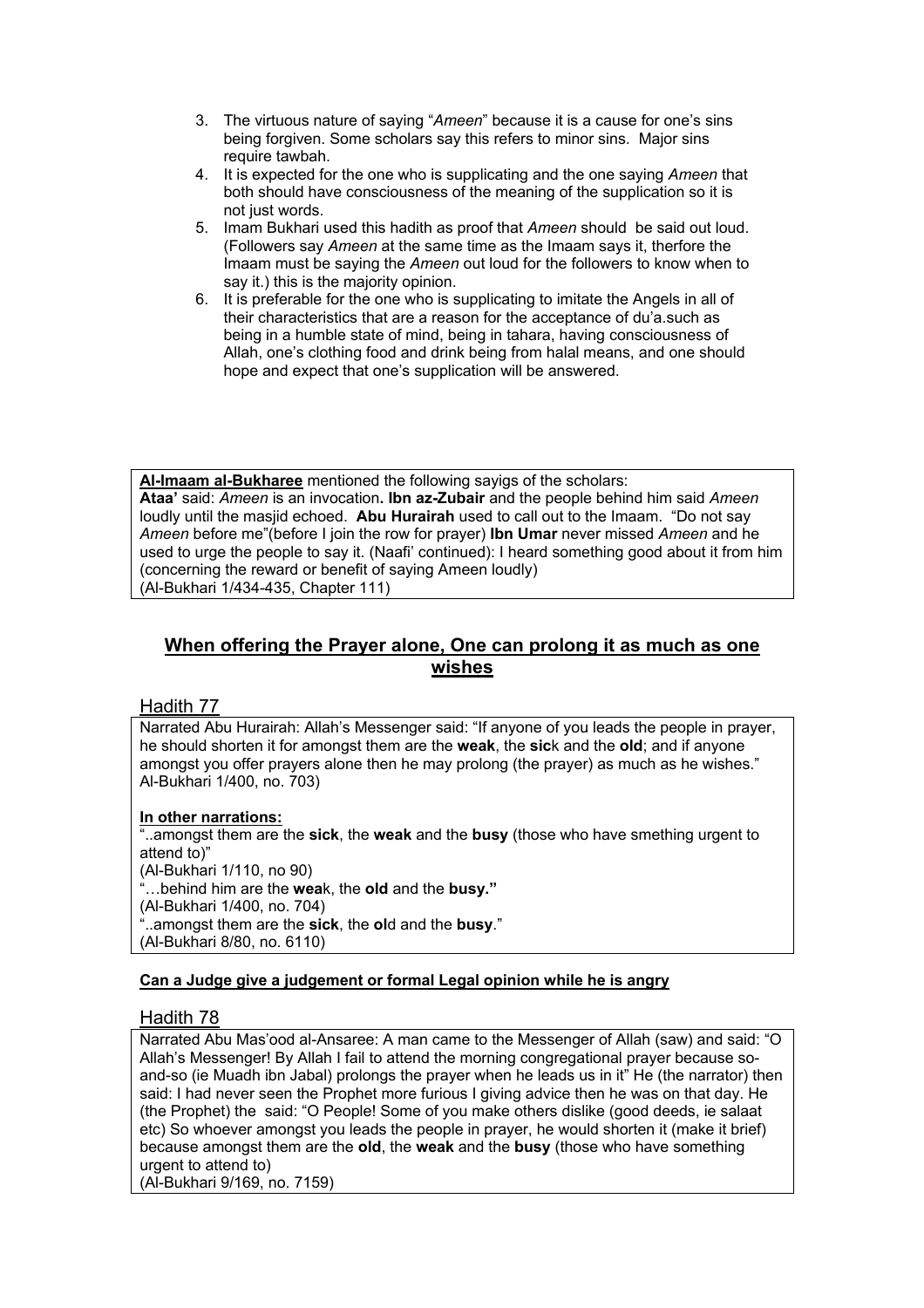3. The virtuous nature of saying "*Ameen*" because it is a cause for one's sins being forgiven. Some scholars say this refers to minor sins. Major sins require tawbah.
4. It is expected for the one who is supplicating and the one saying *Ameen* that both should have consciousness of the meaning of the supplication so it is not just words.
5. Imam Bukhari used this hadith as proof that *Ameen* should be said out loud. (Followers say *Ameen* at the same time as the Imaam says it, therfore the Imaam must be saying the *Ameen* out loud for the followers to know when to say it.) this is the majority opinion.
6. It is preferable for the one who is supplicating to imitate the Angels in all of their characteristics that are a reason for the acceptance of du'a.such as being in a humble state of mind, being in tahara, having consciousness of Allah, one's clothing food and drink being from halal means, and one should hope and expect that one's supplication will be answered.

**Al-Imaam al-Bukharee** mentioned the following sayigs of the scholars:
**Ataa'** said: *Ameen* is an invocation**. Ibn az-Zubair** and the people behind him said *Ameen* loudly until the masjid echoed. **Abu Hurairah** used to call out to the Imaam. "Do not say *Ameen* before me"(before I join the row for prayer) **Ibn Umar** never missed *Ameen* and he used to urge the people to say it. (Naafi' continued): I heard something good about it from him (concerning the reward or benefit of saying Ameen loudly)
(Al-Bukhari 1/434-435, Chapter 111)

## When offering the Prayer alone, One can prolong it as much as one wishes

### Hadith 77

Narrated Abu Hurairah: Allah's Messenger said: "If anyone of you leads the people in prayer, he should shorten it for amongst them are the **weak**, the **sic**k and the **old**; and if anyone amongst you offer prayers alone then he may prolong (the prayer) as much as he wishes." Al-Bukhari 1/400, no. 703)

**In other narrations:**

"..amongst them are the **sick**, the **weak** and the **busy** (those who have smething urgent to attend to)"
(Al-Bukhari 1/110, no 90)
"…behind him are the **wea**k, the **old** and the **busy."**
(Al-Bukhari 1/400, no. 704)
"..amongst them are the **sick**, the **ol**d and the **busy**."
(Al-Bukhari 8/80, no. 6110)

**Can a Judge give a judgement or formal Legal opinion while he is angry**

### Hadith 78

Narrated Abu Mas'ood al-Ansaree: A man came to the Messenger of Allah (saw) and said: "O Allah's Messenger! By Allah I fail to attend the morning congregational prayer because so-and-so (ie Muadh ibn Jabal) prolongs the prayer when he leads us in it" He (the narrator) then said: I had never seen the Prophet more furious I giving advice then he was on that day. He (the Prophet) the said: "O People! Some of you make others dislike (good deeds, ie salaat etc) So whoever amongst you leads the people in prayer, he would shorten it (make it brief) because amongst them are the **old**, the **weak** and the **busy** (those who have something urgent to attend to)
(Al-Bukhari 9/169, no. 7159)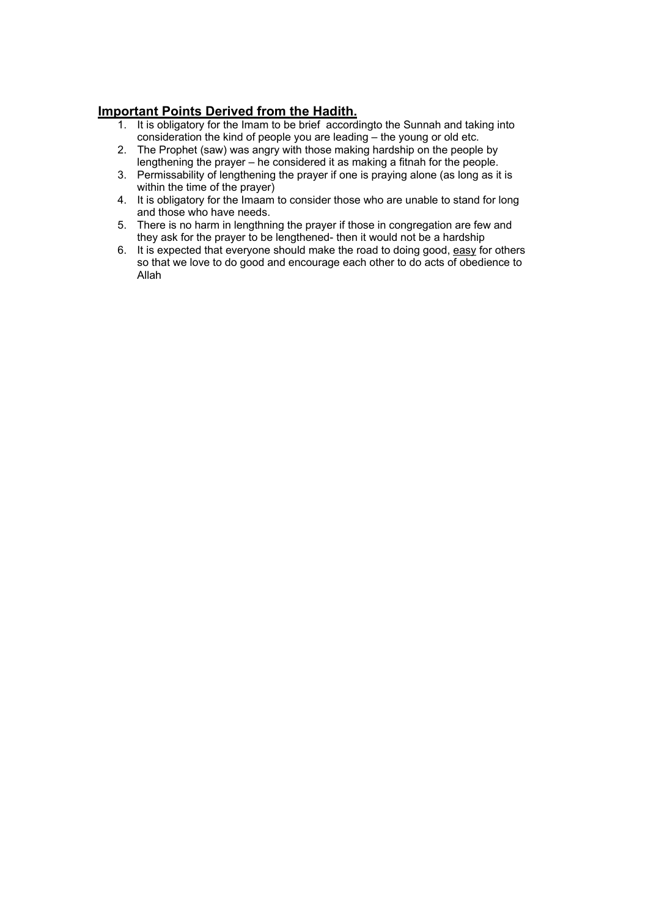**Important Points Derived from the Hadith.**

1. It is obligatory for the Imam to be brief accordingto the Sunnah and taking into consideration the kind of people you are leading – the young or old etc.
2. The Prophet (saw) was angry with those making hardship on the people by lengthening the prayer – he considered it as making a fitnah for the people.
3. Permissability of lengthening the prayer if one is praying alone (as long as it is within the time of the prayer)
4. It is obligatory for the Imaam to consider those who are unable to stand for long and those who have needs.
5. There is no harm in lengthning the prayer if those in congregation are few and they ask for the prayer to be lengthened- then it would not be a hardship
6. It is expected that everyone should make the road to doing good, easy for others so that we love to do good and encourage each other to do acts of obedience to Allah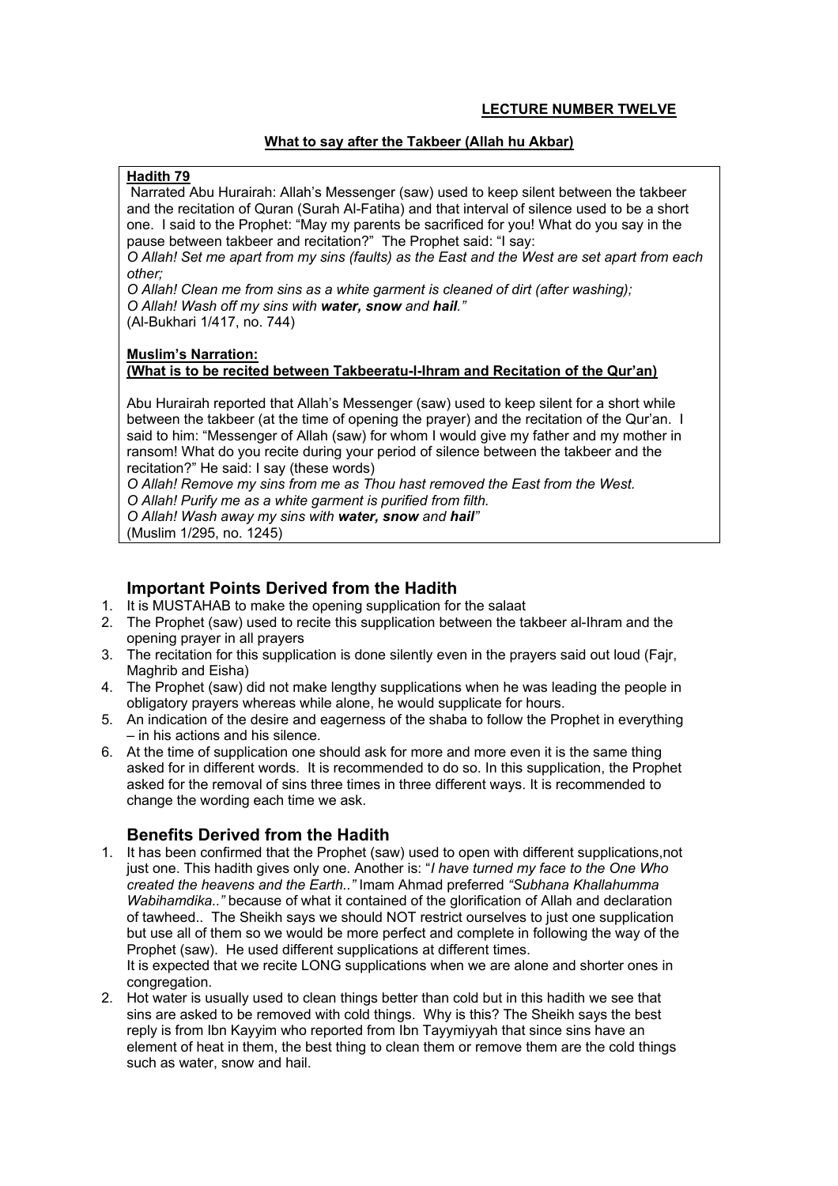**LECTURE NUMBER TWELVE**

**What to say after the Takbeer (Allah hu Akbar)**

**Hadith 79**

Narrated Abu Hurairah: Allah's Messenger (saw) used to keep silent between the takbeer and the recitation of Quran (Surah Al-Fatiha) and that interval of silence used to be a short one. I said to the Prophet: "May my parents be sacrificed for you! What do you say in the pause between takbeer and recitation?" The Prophet said: "I say:

*O Allah! Set me apart from my sins (faults) as the East and the West are set apart from each other;*

*O Allah! Clean me from sins as a white garment is cleaned of dirt (after washing);*

*O Allah! Wash off my sins with **water, snow** and **hail**."*

(Al-Bukhari 1/417, no. 744)

**Muslim's Narration:**
**(What is to be recited between Takbeeratu-l-Ihram and Recitation of the Qur'an)**

Abu Hurairah reported that Allah's Messenger (saw) used to keep silent for a short while between the takbeer (at the time of opening the prayer) and the recitation of the Qur'an. I said to him: "Messenger of Allah (saw) for whom I would give my father and my mother in ransom! What do you recite during your period of silence between the takbeer and the recitation?" He said: I say (these words)

*O Allah! Remove my sins from me as Thou hast removed the East from the West.*

*O Allah! Purify me as a white garment is purified from filth.*

*O Allah! Wash away my sins with **water, snow** and **hail**"*

(Muslim 1/295, no. 1245)

## Important Points Derived from the Hadith

1. It is MUSTAHAB to make the opening supplication for the salaat
2. The Prophet (saw) used to recite this supplication between the takbeer al-Ihram and the opening prayer in all prayers
3. The recitation for this supplication is done silently even in the prayers said out loud (Fajr, Maghrib and Eisha)
4. The Prophet (saw) did not make lengthy supplications when he was leading the people in obligatory prayers whereas while alone, he would supplicate for hours.
5. An indication of the desire and eagerness of the shaba to follow the Prophet in everything – in his actions and his silence.
6. At the time of supplication one should ask for more and more even it is the same thing asked for in different words. It is recommended to do so. In this supplication, the Prophet asked for the removal of sins three times in three different ways. It is recommended to change the wording each time we ask.

## Benefits Derived from the Hadith

1. It has been confirmed that the Prophet (saw) used to open with different supplications,not just one. This hadith gives only one. Another is: "*I have turned my face to the One Who created the heavens and the Earth.."* Imam Ahmad preferred *"Subhana Khallahumma Wabihamdika.."* because of what it contained of the glorification of Allah and declaration of tawheed.. The Sheikh says we should NOT restrict ourselves to just one supplication but use all of them so we would be more perfect and complete in following the way of the Prophet (saw). He used different supplications at different times.

   It is expected that we recite LONG supplications when we are alone and shorter ones in congregation.
2. Hot water is usually used to clean things better than cold but in this hadith we see that sins are asked to be removed with cold things. Why is this? The Sheikh says the best reply is from Ibn Kayyim who reported from Ibn Tayymiyyah that since sins have an element of heat in them, the best thing to clean them or remove them are the cold things such as water, snow and hail.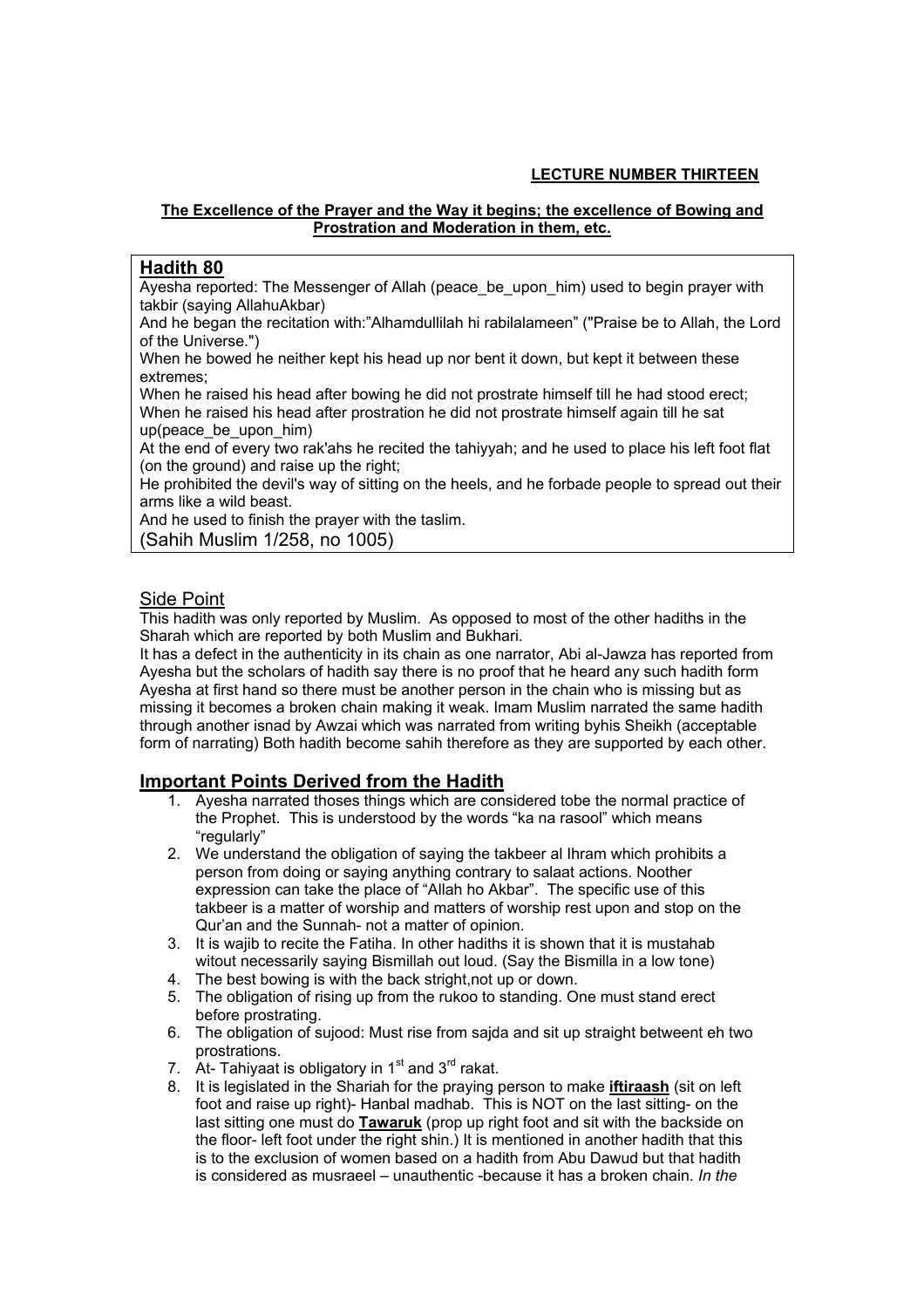**LECTURE NUMBER THIRTEEN**

**The Excellence of the Prayer and the Way it begins; the excellence of Bowing and Prostration and Moderation in them, etc.**

## Hadith 80

Ayesha reported: The Messenger of Allah (peace_be_upon_him) used to begin prayer with takbir (saying AllahuAkbar)

And he began the recitation with:"Alhamdullilah hi rabilalameen" ("Praise be to Allah, the Lord of the Universe.")

When he bowed he neither kept his head up nor bent it down, but kept it between these extremes;

When he raised his head after bowing he did not prostrate himself till he had stood erect;

When he raised his head after prostration he did not prostrate himself again till he sat up(peace_be_upon_him)

At the end of every two rak'ahs he recited the tahiyyah; and he used to place his left foot flat (on the ground) and raise up the right;

He prohibited the devil's way of sitting on the heels, and he forbade people to spread out their arms like a wild beast.

And he used to finish the prayer with the taslim.

(Sahih Muslim 1/258, no 1005)

### Side Point

This hadith was only reported by Muslim. As opposed to most of the other hadiths in the Sharah which are reported by both Muslim and Bukhari.

It has a defect in the authenticity in its chain as one narrator, Abi al-Jawza has reported from Ayesha but the scholars of hadith say there is no proof that he heard any such hadith form Ayesha at first hand so there must be another person in the chain who is missing but as missing it becomes a broken chain making it weak. Imam Muslim narrated the same hadith through another isnad by Awzai which was narrated from writing byhis Sheikh (acceptable form of narrating) Both hadith become sahih therefore as they are supported by each other.

## Important Points Derived from the Hadith

1. Ayesha narrated thoses things which are considered tobe the normal practice of the Prophet. This is understood by the words "ka na rasool" which means "regularly"
2. We understand the obligation of saying the takbeer al Ihram which prohibits a person from doing or saying anything contrary to salaat actions. Noother expression can take the place of "Allah ho Akbar". The specific use of this takbeer is a matter of worship and matters of worship rest upon and stop on the Qur'an and the Sunnah- not a matter of opinion.
3. It is wajib to recite the Fatiha. In other hadiths it is shown that it is mustahab witout necessarily saying Bismillah out loud. (Say the Bismilla in a low tone)
4. The best bowing is with the back stright,not up or down.
5. The obligation of rising up from the rukoo to standing. One must stand erect before prostrating.
6. The obligation of sujood: Must rise from sajda and sit up straight betweent eh two prostrations.
7. At- Tahiyaat is obligatory in 1st and 3rd rakat.
8. It is legislated in the Shariah for the praying person to make **iftiraash** (sit on left foot and raise up right)- Hanbal madhab. This is NOT on the last sitting- on the last sitting one must do **Tawaruk** (prop up right foot and sit with the backside on the floor- left foot under the right shin.) It is mentioned in another hadith that this is to the exclusion of women based on a hadith from Abu Dawud but that hadith is considered as musraeel – unauthentic -because it has a broken chain. *In the*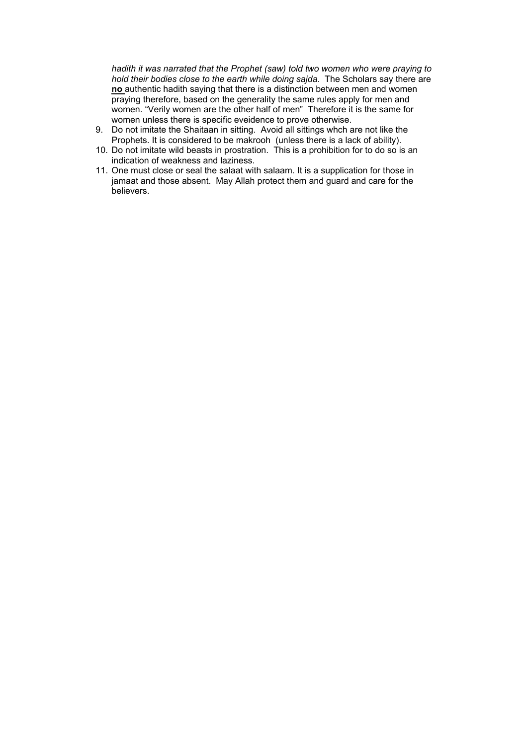*hadith it was narrated that the Prophet (saw) told two women who were praying to hold their bodies close to the earth while doing sajda*. The Scholars say there are **no** authentic hadith saying that there is a distinction between men and women praying therefore, based on the generality the same rules apply for men and women. "Verily women are the other half of men" Therefore it is the same for women unless there is specific eveidence to prove otherwise.

9. Do not imitate the Shaitaan in sitting. Avoid all sittings whch are not like the Prophets. It is considered to be makrooh (unless there is a lack of ability).
10. Do not imitate wild beasts in prostration. This is a prohibition for to do so is an indication of weakness and laziness.
11. One must close or seal the salaat with salaam. It is a supplication for those in jamaat and those absent. May Allah protect them and guard and care for the believers.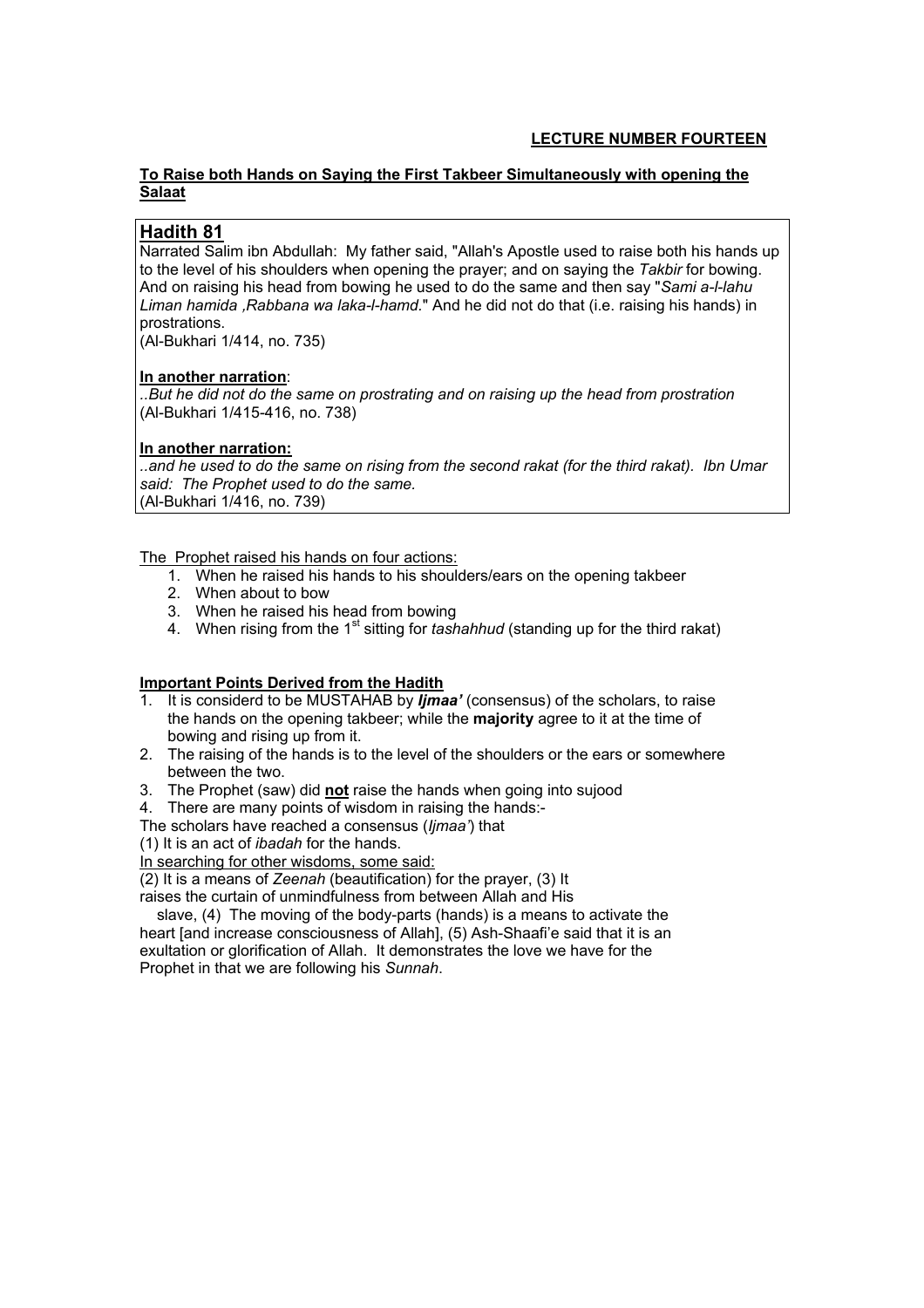**LECTURE NUMBER FOURTEEN**

**To Raise both Hands on Saying the First Takbeer Simultaneously with opening the Salaat**

## Hadith 81

Narrated Salim ibn Abdullah: My father said, "Allah's Apostle used to raise both his hands up to the level of his shoulders when opening the prayer; and on saying the *Takbir* for bowing. And on raising his head from bowing he used to do the same and then say "*Sami a-l-lahu Liman hamida ,Rabbana wa laka-l-hamd.*" And he did not do that (i.e. raising his hands) in prostrations.
(Al-Bukhari 1/414, no. 735)

**In another narration**:
*..But he did not do the same on prostrating and on raising up the head from prostration*
(Al-Bukhari 1/415-416, no. 738)

**In another narration:**
*..and he used to do the same on rising from the second rakat (for the third rakat). Ibn Umar said: The Prophet used to do the same.*
(Al-Bukhari 1/416, no. 739)

The Prophet raised his hands on four actions:

1. When he raised his hands to his shoulders/ears on the opening takbeer
2. When about to bow
3. When he raised his head from bowing
4. When rising from the 1st sitting for *tashahhud* (standing up for the third rakat)

**Important Points Derived from the Hadith**

1. It is considerd to be MUSTAHAB by ***Ijmaa'*** (consensus) of the scholars, to raise the hands on the opening takbeer; while the **majority** agree to it at the time of bowing and rising up from it.
2. The raising of the hands is to the level of the shoulders or the ears or somewhere between the two.
3. The Prophet (saw) did **not** raise the hands when going into sujood
4. There are many points of wisdom in raising the hands:-

The scholars have reached a consensus (*Ijmaa'*) that

(1) It is an act of *ibadah* for the hands.

In searching for other wisdoms, some said:

(2) It is a means of *Zeenah* (beautification) for the prayer, (3) It raises the curtain of unmindfulness from between Allah and His slave, (4) The moving of the body-parts (hands) is a means to activate the heart [and increase consciousness of Allah], (5) Ash-Shaafi'e said that it is an exultation or glorification of Allah. It demonstrates the love we have for the Prophet in that we are following his *Sunnah*.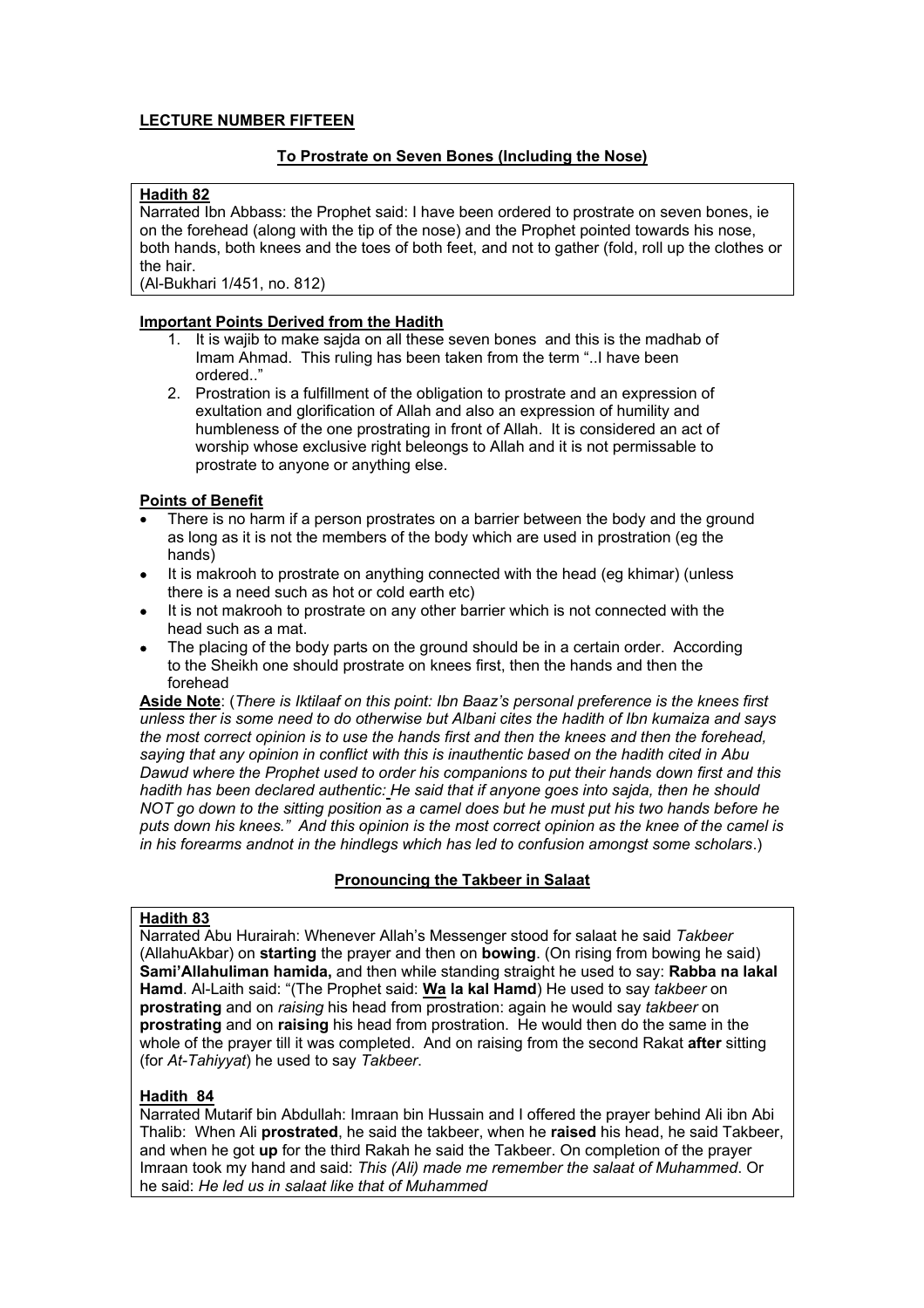**LECTURE NUMBER FIFTEEN**

**To Prostrate on Seven Bones (Including the Nose)**

**Hadith 82**

Narrated Ibn Abbass: the Prophet said: I have been ordered to prostrate on seven bones, ie on the forehead (along with the tip of the nose) and the Prophet pointed towards his nose, both hands, both knees and the toes of both feet, and not to gather (fold, roll up the clothes or the hair.
(Al-Bukhari 1/451, no. 812)

**Important Points Derived from the Hadith**

1. It is wajib to make sajda on all these seven bones and this is the madhab of Imam Ahmad. This ruling has been taken from the term "..I have been ordered.."
2. Prostration is a fulfillment of the obligation to prostrate and an expression of exultation and glorification of Allah and also an expression of humility and humbleness of the one prostrating in front of Allah. It is considered an act of worship whose exclusive right beleongs to Allah and it is not permissable to prostrate to anyone or anything else.

**Points of Benefit**

- There is no harm if a person prostrates on a barrier between the body and the ground as long as it is not the members of the body which are used in prostration (eg the hands)
- It is makrooh to prostrate on anything connected with the head (eg khimar) (unless there is a need such as hot or cold earth etc)
- It is not makrooh to prostrate on any other barrier which is not connected with the head such as a mat.
- The placing of the body parts on the ground should be in a certain order. According to the Sheikh one should prostrate on knees first, then the hands and then the forehead

**Aside Note**: (*There is Iktilaaf on this point: Ibn Baaz's personal preference is the knees first unless ther is some need to do otherwise but Albani cites the hadith of Ibn kumaiza and says the most correct opinion is to use the hands first and then the knees and then the forehead, saying that any opinion in conflict with this is inauthentic based on the hadith cited in Abu Dawud where the Prophet used to order his companions to put their hands down first and this hadith has been declared authentic: He said that if anyone goes into sajda, then he should NOT go down to the sitting position as a camel does but he must put his two hands before he puts down his knees." And this opinion is the most correct opinion as the knee of the camel is in his forearms andnot in the hindlegs which has led to confusion amongst some scholars*.)

**Pronouncing the Takbeer in Salaat**

**Hadith 83**

Narrated Abu Hurairah: Whenever Allah's Messenger stood for salaat he said *Takbeer* (AllahuAkbar) on **starting** the prayer and then on **bowing**. (On rising from bowing he said) **Sami'Allahuliman hamida,** and then while standing straight he used to say: **Rabba na lakal Hamd**. Al-Laith said: "(The Prophet said: **Wa la kal Hamd**) He used to say *takbeer* on **prostrating** and on *raising* his head from prostration: again he would say *takbeer* on **prostrating** and on **raising** his head from prostration. He would then do the same in the whole of the prayer till it was completed. And on raising from the second Rakat **after** sitting (for *At-Tahiyyat*) he used to say *Takbeer*.

**Hadith 84**

Narrated Mutarif bin Abdullah: Imraan bin Hussain and I offered the prayer behind Ali ibn Abi Thalib: When Ali **prostrated**, he said the takbeer, when he **raised** his head, he said Takbeer, and when he got **up** for the third Rakah he said the Takbeer. On completion of the prayer Imraan took my hand and said: *This (Ali) made me remember the salaat of Muhammed*. Or he said: *He led us in salaat like that of Muhammed*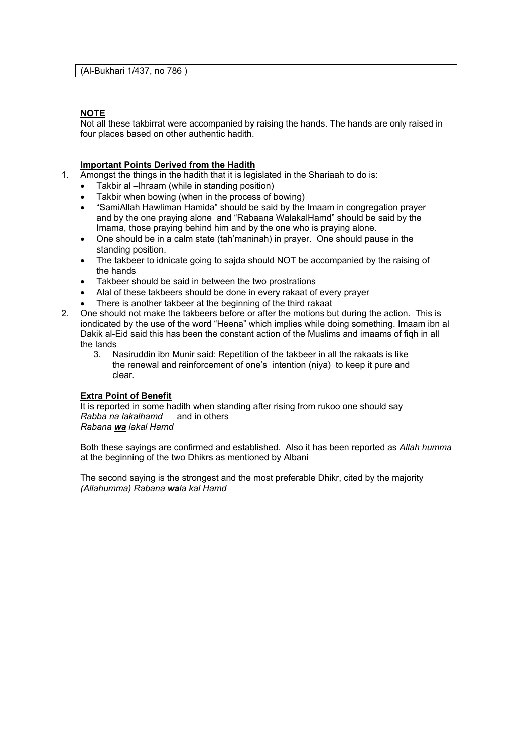(Al-Bukhari 1/437, no 786 )

**NOTE**

Not all these takbirrat were accompanied by raising the hands. The hands are only raised in four places based on other authentic hadith.

**Important Points Derived from the Hadith**

1. Amongst the things in the hadith that it is legislated in the Shariaah to do is:
   - Takbir al –Ihraam (while in standing position)
   - Takbir when bowing (when in the process of bowing)
   - "SamiAllah Hawliman Hamida" should be said by the Imaam in congregation prayer and by the one praying alone and "Rabaana WalakalHamd" should be said by the Imama, those praying behind him and by the one who is praying alone.
   - One should be in a calm state (tah'maninah) in prayer. One should pause in the standing position.
   - The takbeer to idnicate going to sajda should NOT be accompanied by the raising of the hands
   - Takbeer should be said in between the two prostrations
   - Alal of these takbeers should be done in every rakaat of every prayer
   - There is another takbeer at the beginning of the third rakaat
2. One should not make the takbeers before or after the motions but during the action. This is iondicated by the use of the word "Heena" which implies while doing something. Imaam ibn al Dakik al-Eid said this has been the constant action of the Muslims and imaams of fiqh in all the lands
   3. Nasiruddin ibn Munir said: Repetition of the takbeer in all the rakaats is like the renewal and reinforcement of one's intention (niya) to keep it pure and clear.

**Extra Point of Benefit**

It is reported in some hadith when standing after rising from rukoo one should say
*Rabba na lakalhamd* and in others
*Rabana **wa** lakal Hamd*

Both these sayings are confirmed and established. Also it has been reported as *Allah humma* at the beginning of the two Dhikrs as mentioned by Albani

The second saying is the strongest and the most preferable Dhikr, cited by the majority
*(Allahumma) Rabana **wa**la kal Hamd*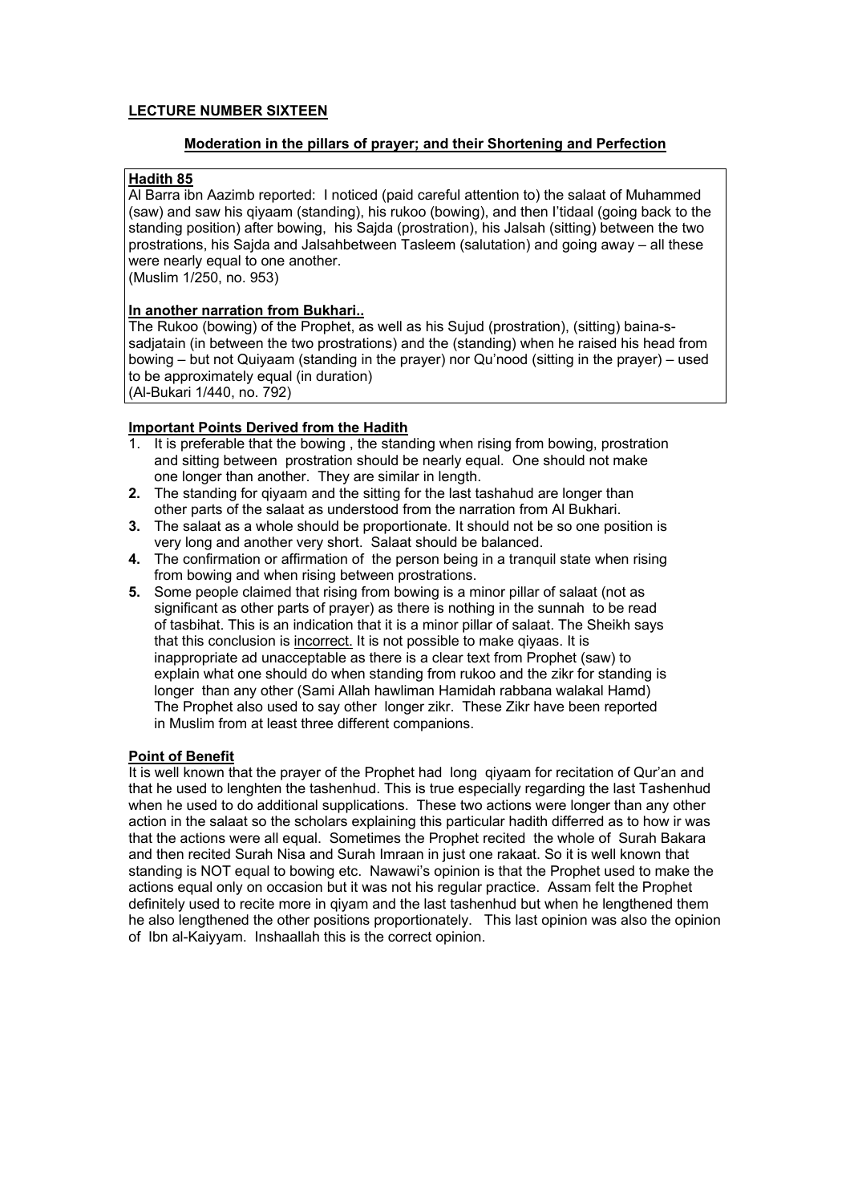**LECTURE NUMBER SIXTEEN**

**Moderation in the pillars of prayer; and their Shortening and Perfection**

**Hadith 85**

Al Barra ibn Aazimb reported: I noticed (paid careful attention to) the salaat of Muhammed (saw) and saw his qiyaam (standing), his rukoo (bowing), and then I'tidaal (going back to the standing position) after bowing, his Sajda (prostration), his Jalsah (sitting) between the two prostrations, his Sajda and Jalsahbetween Tasleem (salutation) and going away – all these were nearly equal to one another.
(Muslim 1/250, no. 953)

**In another narration from Bukhari..**

The Rukoo (bowing) of the Prophet, as well as his Sujud (prostration), (sitting) baina-s-sadjatain (in between the two prostrations) and the (standing) when he raised his head from bowing – but not Quiyaam (standing in the prayer) nor Qu'nood (sitting in the prayer) – used to be approximately equal (in duration)
(Al-Bukari 1/440, no. 792)

**Important Points Derived from the Hadith**

1. It is preferable that the bowing , the standing when rising from bowing, prostration and sitting between prostration should be nearly equal. One should not make one longer than another. They are similar in length.
2. The standing for qiyaam and the sitting for the last tashahud are longer than other parts of the salaat as understood from the narration from Al Bukhari.
3. The salaat as a whole should be proportionate. It should not be so one position is very long and another very short. Salaat should be balanced.
4. The confirmation or affirmation of the person being in a tranquil state when rising from bowing and when rising between prostrations.
5. Some people claimed that rising from bowing is a minor pillar of salaat (not as significant as other parts of prayer) as there is nothing in the sunnah to be read of tasbihat. This is an indication that it is a minor pillar of salaat. The Sheikh says that this conclusion is <u>incorrect.</u> It is not possible to make qiyaas. It is inappropriate ad unacceptable as there is a clear text from Prophet (saw) to explain what one should do when standing from rukoo and the zikr for standing is longer than any other (Sami Allah hawliman Hamidah rabbana walakal Hamd) The Prophet also used to say other longer zikr. These Zikr have been reported in Muslim from at least three different companions.

**Point of Benefit**

It is well known that the prayer of the Prophet had long qiyaam for recitation of Qur'an and that he used to lenghten the tashenhud. This is true especially regarding the last Tashenhud when he used to do additional supplications. These two actions were longer than any other action in the salaat so the scholars explaining this particular hadith differred as to how ir was that the actions were all equal. Sometimes the Prophet recited the whole of Surah Bakara and then recited Surah Nisa and Surah Imraan in just one rakaat. So it is well known that standing is NOT equal to bowing etc. Nawawi's opinion is that the Prophet used to make the actions equal only on occasion but it was not his regular practice. Assam felt the Prophet definitely used to recite more in qiyam and the last tashenhud but when he lengthened them he also lengthened the other positions proportionately. This last opinion was also the opinion of Ibn al-Kaiyyam. Inshaallah this is the correct opinion.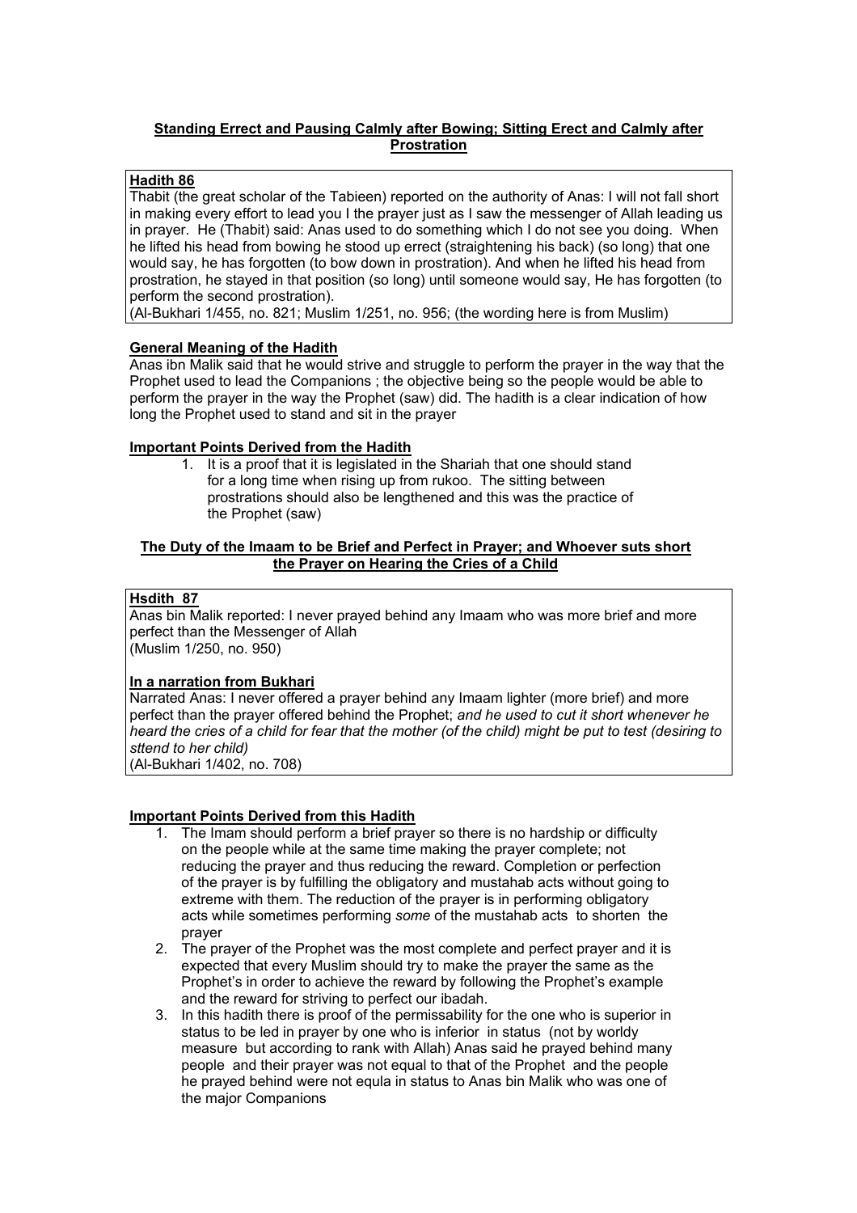**Standing Errect and Pausing Calmly after Bowing; Sitting Erect and Calmly after Prostration**

**Hadith 86**

Thabit (the great scholar of the Tabieen) reported on the authority of Anas: I will not fall short in making every effort to lead you I the prayer just as I saw the messenger of Allah leading us in prayer. He (Thabit) said: Anas used to do something which I do not see you doing. When he lifted his head from bowing he stood up errect (straightening his back) (so long) that one would say, he has forgotten (to bow down in prostration). And when he lifted his head from prostration, he stayed in that position (so long) until someone would say, He has forgotten (to perform the second prostration).
(Al-Bukhari 1/455, no. 821; Muslim 1/251, no. 956; (the wording here is from Muslim)

**General Meaning of the Hadith**

Anas ibn Malik said that he would strive and struggle to perform the prayer in the way that the Prophet used to lead the Companions ; the objective being so the people would be able to perform the prayer in the way the Prophet (saw) did. The hadith is a clear indication of how long the Prophet used to stand and sit in the prayer

**Important Points Derived from the Hadith**

1. It is a proof that it is legislated in the Shariah that one should stand for a long time when rising up from rukoo. The sitting between prostrations should also be lengthened and this was the practice of the Prophet (saw)

**The Duty of the Imaam to be Brief and Perfect in Prayer; and Whoever suts short the Prayer on Hearing the Cries of a Child**

**Hsdith 87**

Anas bin Malik reported: I never prayed behind any Imaam who was more brief and more perfect than the Messenger of Allah
(Muslim 1/250, no. 950)

**In a narration from Bukhari**

Narrated Anas: I never offered a prayer behind any Imaam lighter (more brief) and more perfect than the prayer offered behind the Prophet; *and he used to cut it short whenever he heard the cries of a child for fear that the mother (of the child) might be put to test (desiring to sttend to her child)*
(Al-Bukhari 1/402, no. 708)

**Important Points Derived from this Hadith**

1. The Imam should perform a brief prayer so there is no hardship or difficulty on the people while at the same time making the prayer complete; not reducing the prayer and thus reducing the reward. Completion or perfection of the prayer is by fulfilling the obligatory and mustahab acts without going to extreme with them. The reduction of the prayer is in performing obligatory acts while sometimes performing *some* of the mustahab acts to shorten the prayer
2. The prayer of the Prophet was the most complete and perfect prayer and it is expected that every Muslim should try to make the prayer the same as the Prophet's in order to achieve the reward by following the Prophet's example and the reward for striving to perfect our ibadah.
3. In this hadith there is proof of the permissability for the one who is superior in status to be led in prayer by one who is inferior in status (not by worldy measure but according to rank with Allah) Anas said he prayed behind many people and their prayer was not equal to that of the Prophet and the people he prayed behind were not equla in status to Anas bin Malik who was one of the major Companions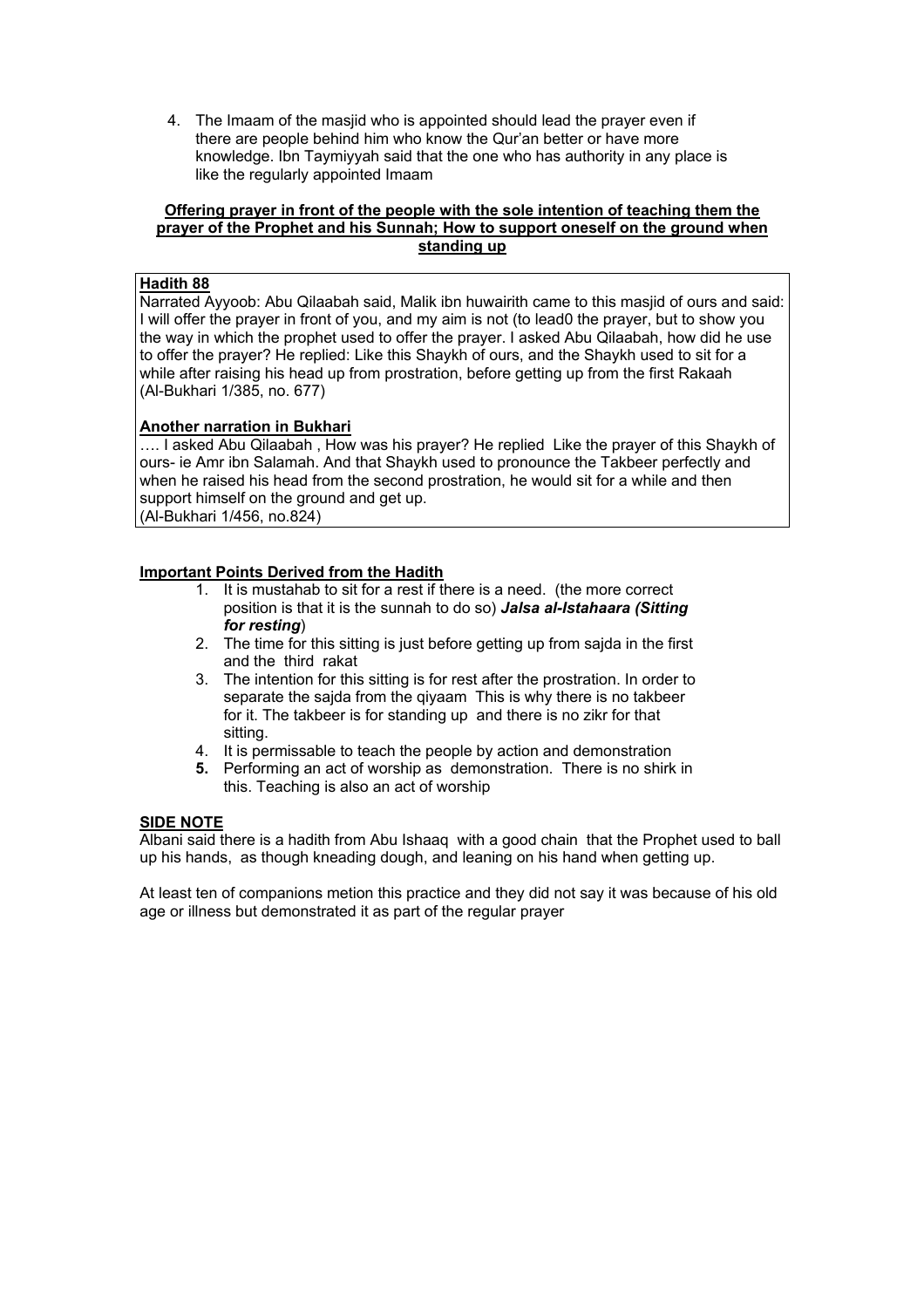4. The Imaam of the masjid who is appointed should lead the prayer even if there are people behind him who know the Qur'an better or have more knowledge. Ibn Taymiyyah said that the one who has authority in any place is like the regularly appointed Imaam

**Offering prayer in front of the people with the sole intention of teaching them the prayer of the Prophet and his Sunnah; How to support oneself on the ground when standing up**

**Hadith 88**

Narrated Ayyoob: Abu Qilaabah said, Malik ibn huwairith came to this masjid of ours and said: I will offer the prayer in front of you, and my aim is not (to lead0 the prayer, but to show you the way in which the prophet used to offer the prayer. I asked Abu Qilaabah, how did he use to offer the prayer? He replied: Like this Shaykh of ours, and the Shaykh used to sit for a while after raising his head up from prostration, before getting up from the first Rakaah (Al-Bukhari 1/385, no. 677)

**Another narration in Bukhari**

…. I asked Abu Qilaabah , How was his prayer? He replied Like the prayer of this Shaykh of ours- ie Amr ibn Salamah. And that Shaykh used to pronounce the Takbeer perfectly and when he raised his head from the second prostration, he would sit for a while and then support himself on the ground and get up.
(Al-Bukhari 1/456, no.824)

**Important Points Derived from the Hadith**

1. It is mustahab to sit for a rest if there is a need. (the more correct position is that it is the sunnah to do so) ***Jalsa al-Istahaara (Sitting for resting***)
2. The time for this sitting is just before getting up from sajda in the first and the third rakat
3. The intention for this sitting is for rest after the prostration. In order to separate the sajda from the qiyaam This is why there is no takbeer for it. The takbeer is for standing up and there is no zikr for that sitting.
4. It is permissable to teach the people by action and demonstration
5. Performing an act of worship as demonstration. There is no shirk in this. Teaching is also an act of worship

**SIDE NOTE**

Albani said there is a hadith from Abu Ishaaq with a good chain that the Prophet used to ball up his hands, as though kneading dough, and leaning on his hand when getting up.

At least ten of companions metion this practice and they did not say it was because of his old age or illness but demonstrated it as part of the regular prayer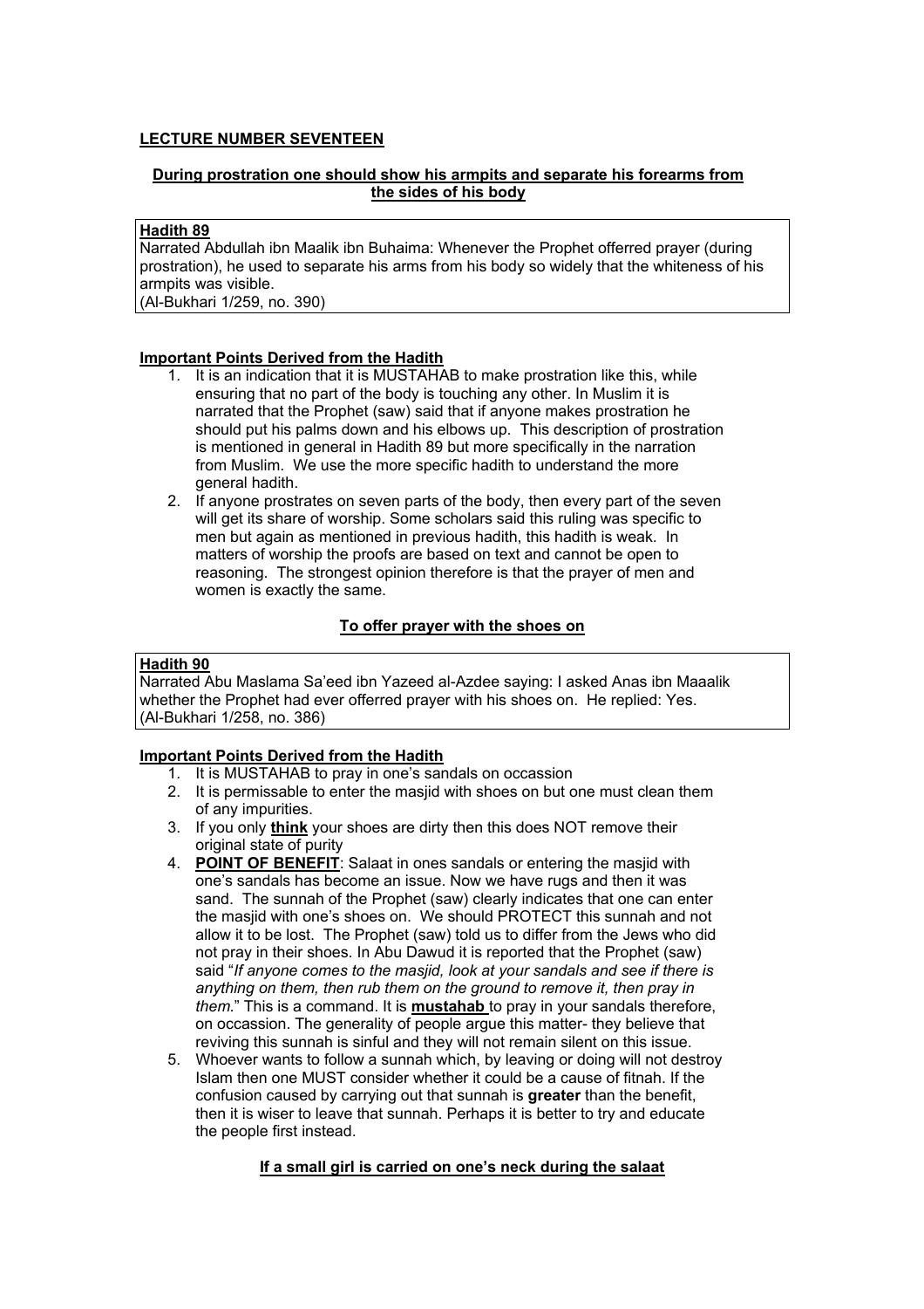## LECTURE NUMBER SEVENTEEN

### During prostration one should show his armpits and separate his forearms from the sides of his body

**Hadith 89**
Narrated Abdullah ibn Maalik ibn Buhaima: Whenever the Prophet offerred prayer (during prostration), he used to separate his arms from his body so widely that the whiteness of his armpits was visible.
(Al-Bukhari 1/259, no. 390)

**Important Points Derived from the Hadith**

1. It is an indication that it is MUSTAHAB to make prostration like this, while ensuring that no part of the body is touching any other. In Muslim it is narrated that the Prophet (saw) said that if anyone makes prostration he should put his palms down and his elbows up. This description of prostration is mentioned in general in Hadith 89 but more specifically in the narration from Muslim. We use the more specific hadith to understand the more general hadith.
2. If anyone prostrates on seven parts of the body, then every part of the seven will get its share of worship. Some scholars said this ruling was specific to men but again as mentioned in previous hadith, this hadith is weak. In matters of worship the proofs are based on text and cannot be open to reasoning. The strongest opinion therefore is that the prayer of men and women is exactly the same.

### To offer prayer with the shoes on

**Hadith 90**
Narrated Abu Maslama Sa'eed ibn Yazeed al-Azdee saying: I asked Anas ibn Maaalik whether the Prophet had ever offerred prayer with his shoes on. He replied: Yes.
(Al-Bukhari 1/258, no. 386)

**Important Points Derived from the Hadith**

1. It is MUSTAHAB to pray in one's sandals on occassion
2. It is permissable to enter the masjid with shoes on but one must clean them of any impurities.
3. If you only **think** your shoes are dirty then this does NOT remove their original state of purity
4. **POINT OF BENEFIT**: Salaat in ones sandals or entering the masjid with one's sandals has become an issue. Now we have rugs and then it was sand. The sunnah of the Prophet (saw) clearly indicates that one can enter the masjid with one's shoes on. We should PROTECT this sunnah and not allow it to be lost. The Prophet (saw) told us to differ from the Jews who did not pray in their shoes. In Abu Dawud it is reported that the Prophet (saw) said "*If anyone comes to the masjid, look at your sandals and see if there is anything on them, then rub them on the ground to remove it, then pray in them.*" This is a command. It is **mustahab** to pray in your sandals therefore, on occassion. The generality of people argue this matter- they believe that reviving this sunnah is sinful and they will not remain silent on this issue.
5. Whoever wants to follow a sunnah which, by leaving or doing will not destroy Islam then one MUST consider whether it could be a cause of fitnah. If the confusion caused by carrying out that sunnah is **greater** than the benefit, then it is wiser to leave that sunnah. Perhaps it is better to try and educate the people first instead.

### If a small girl is carried on one's neck during the salaat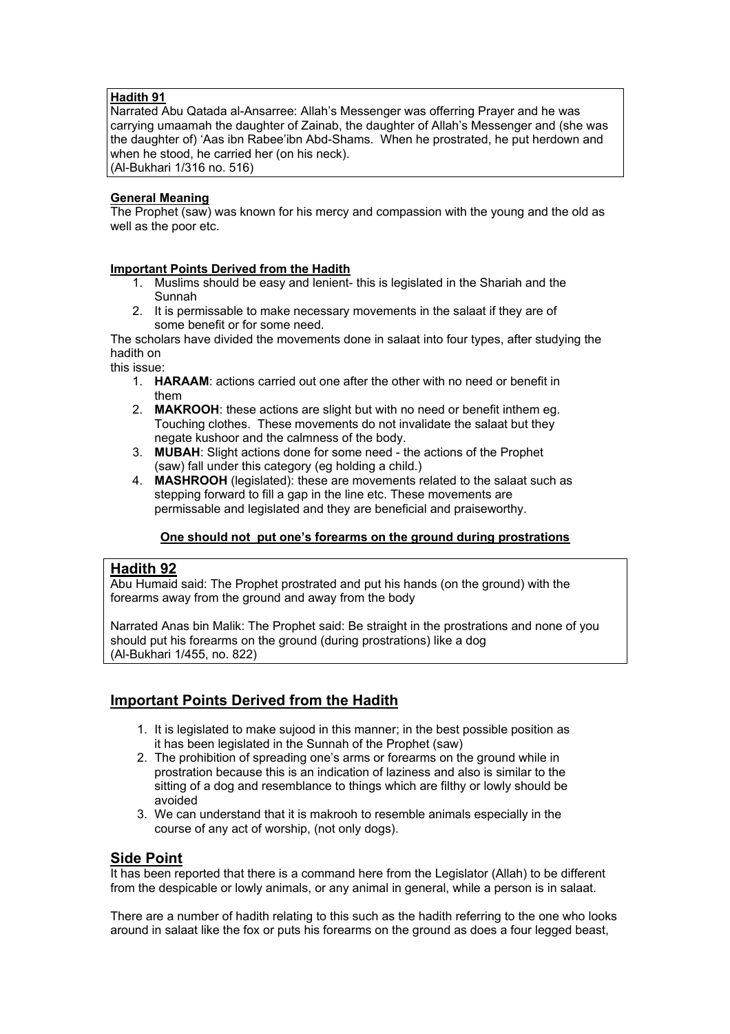**Hadith 91**

Narrated Abu Qatada al-Ansarree: Allah's Messenger was offerring Prayer and he was carrying umaamah the daughter of Zainab, the daughter of Allah's Messenger and (she was the daughter of) 'Aas ibn Rabee'ibn Abd-Shams. When he prostrated, he put herdown and when he stood, he carried her (on his neck).
(Al-Bukhari 1/316 no. 516)

**General Meaning**

The Prophet (saw) was known for his mercy and compassion with the young and the old as well as the poor etc.

**Important Points Derived from the Hadith**

1. Muslims should be easy and lenient- this is legislated in the Shariah and the Sunnah
2. It is permissable to make necessary movements in the salaat if they are of some benefit or for some need.

The scholars have divided the movements done in salaat into four types, after studying the hadith on
this issue:

1. **HARAAM**: actions carried out one after the other with no need or benefit in them
2. **MAKROOH**: these actions are slight but with no need or benefit inthem eg. Touching clothes. These movements do not invalidate the salaat but they negate kushoor and the calmness of the body.
3. **MUBAH**: Slight actions done for some need - the actions of the Prophet (saw) fall under this category (eg holding a child.)
4. **MASHROOH** (legislated): these are movements related to the salaat such as stepping forward to fill a gap in the line etc. These movements are permissable and legislated and they are beneficial and praiseworthy.

**One should not put one's forearms on the ground during prostrations**

## Hadith 92

Abu Humaid said: The Prophet prostrated and put his hands (on the ground) with the forearms away from the ground and away from the body

Narrated Anas bin Malik: The Prophet said: Be straight in the prostrations and none of you should put his forearms on the ground (during prostrations) like a dog
(Al-Bukhari 1/455, no. 822)

## Important Points Derived from the Hadith

1. It is legislated to make sujood in this manner; in the best possible position as it has been legislated in the Sunnah of the Prophet (saw)
2. The prohibition of spreading one's arms or forearms on the ground while in prostration because this is an indication of laziness and also is similar to the sitting of a dog and resemblance to things which are filthy or lowly should be avoided
3. We can understand that it is makrooh to resemble animals especially in the course of any act of worship, (not only dogs).

## Side Point

It has been reported that there is a command here from the Legislator (Allah) to be different from the despicable or lowly animals, or any animal in general, while a person is in salaat.

There are a number of hadith relating to this such as the hadith referring to the one who looks around in salaat like the fox or puts his forearms on the ground as does a four legged beast,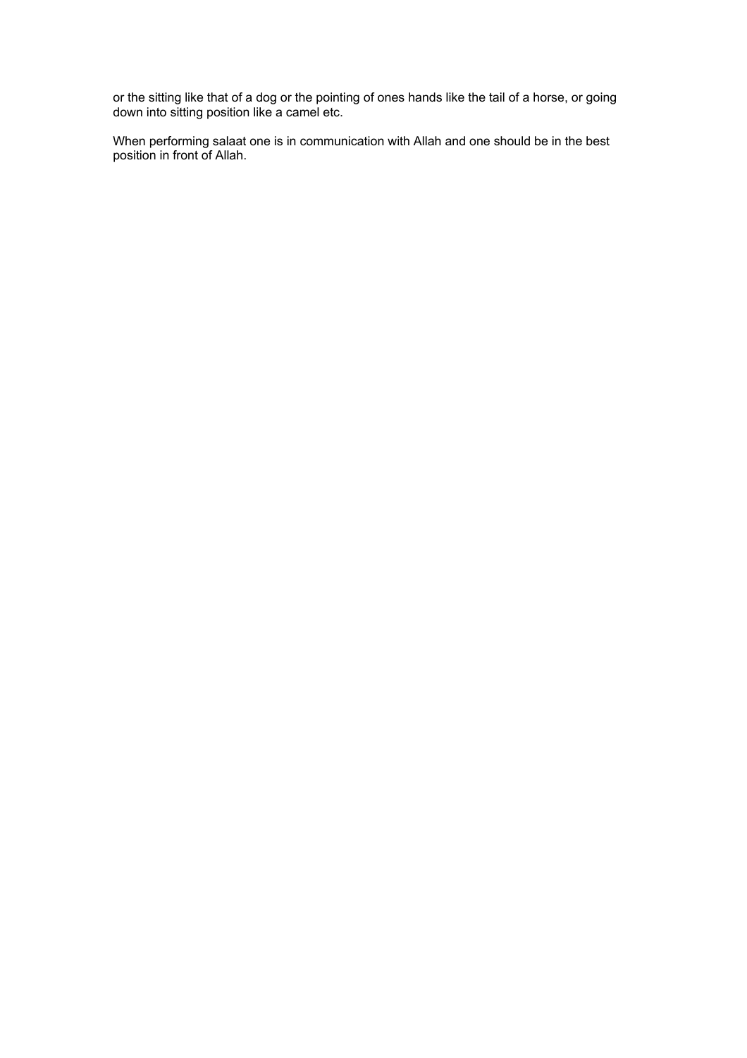or the sitting like that of a dog or the pointing of ones hands like the tail of a horse, or going down into sitting position like a camel etc.

When performing salaat one is in communication with Allah and one should be in the best position in front of Allah.